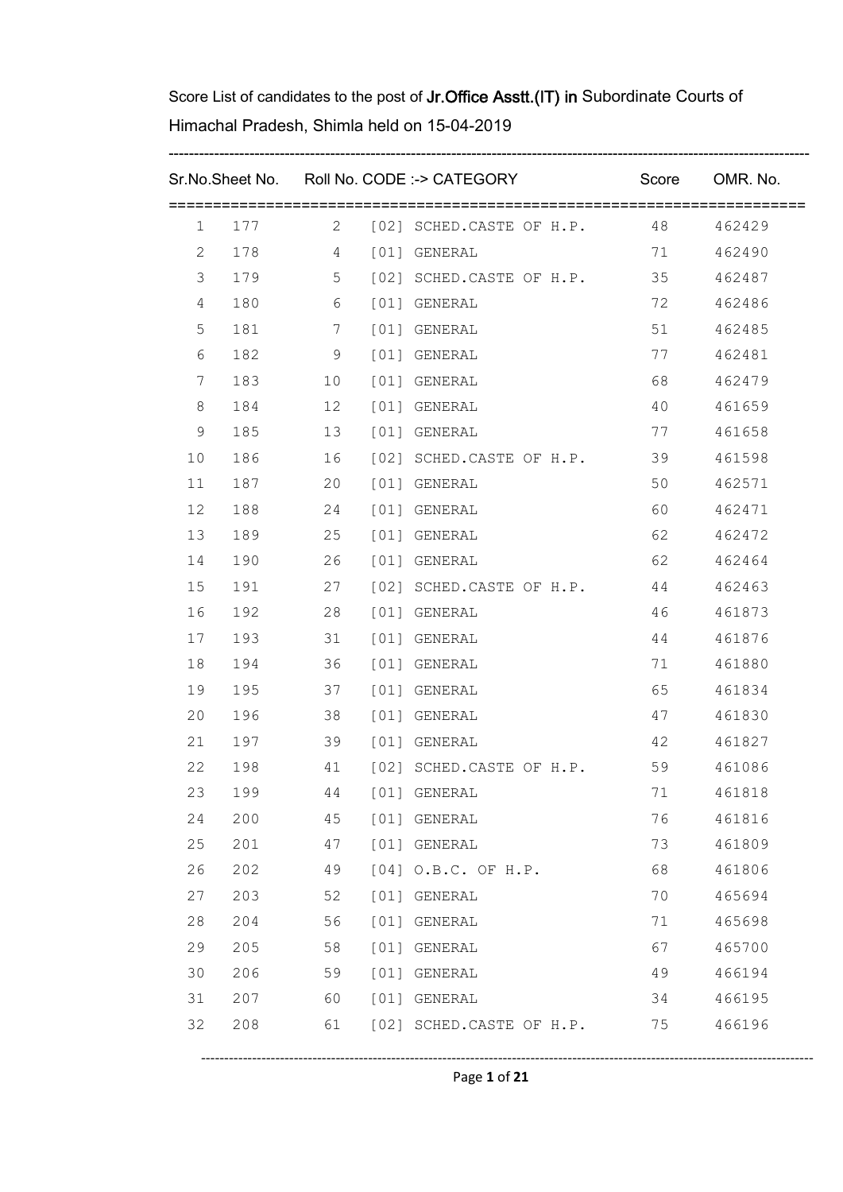Score List of candidates to the post of **Jr.Office Asstt.(IT) in** Subordinate Courts of Himachal Pradesh, Shimla held on 15-04-2019

| Sr.No. | Sheet No. | Roll No. | CODE :-> CATEGORY | Score | OMR. No. |
|---|---|---|---|---|---|
| 1 | 177 | 2 | [02] SCHED.CASTE OF H.P. | 48 | 462429 |
| 2 | 178 | 4 | [01] GENERAL | 71 | 462490 |
| 3 | 179 | 5 | [02] SCHED.CASTE OF H.P. | 35 | 462487 |
| 4 | 180 | 6 | [01] GENERAL | 72 | 462486 |
| 5 | 181 | 7 | [01] GENERAL | 51 | 462485 |
| 6 | 182 | 9 | [01] GENERAL | 77 | 462481 |
| 7 | 183 | 10 | [01] GENERAL | 68 | 462479 |
| 8 | 184 | 12 | [01] GENERAL | 40 | 461659 |
| 9 | 185 | 13 | [01] GENERAL | 77 | 461658 |
| 10 | 186 | 16 | [02] SCHED.CASTE OF H.P. | 39 | 461598 |
| 11 | 187 | 20 | [01] GENERAL | 50 | 462571 |
| 12 | 188 | 24 | [01] GENERAL | 60 | 462471 |
| 13 | 189 | 25 | [01] GENERAL | 62 | 462472 |
| 14 | 190 | 26 | [01] GENERAL | 62 | 462464 |
| 15 | 191 | 27 | [02] SCHED.CASTE OF H.P. | 44 | 462463 |
| 16 | 192 | 28 | [01] GENERAL | 46 | 461873 |
| 17 | 193 | 31 | [01] GENERAL | 44 | 461876 |
| 18 | 194 | 36 | [01] GENERAL | 71 | 461880 |
| 19 | 195 | 37 | [01] GENERAL | 65 | 461834 |
| 20 | 196 | 38 | [01] GENERAL | 47 | 461830 |
| 21 | 197 | 39 | [01] GENERAL | 42 | 461827 |
| 22 | 198 | 41 | [02] SCHED.CASTE OF H.P. | 59 | 461086 |
| 23 | 199 | 44 | [01] GENERAL | 71 | 461818 |
| 24 | 200 | 45 | [01] GENERAL | 76 | 461816 |
| 25 | 201 | 47 | [01] GENERAL | 73 | 461809 |
| 26 | 202 | 49 | [04] O.B.C. OF H.P. | 68 | 461806 |
| 27 | 203 | 52 | [01] GENERAL | 70 | 465694 |
| 28 | 204 | 56 | [01] GENERAL | 71 | 465698 |
| 29 | 205 | 58 | [01] GENERAL | 67 | 465700 |
| 30 | 206 | 59 | [01] GENERAL | 49 | 466194 |
| 31 | 207 | 60 | [01] GENERAL | 34 | 466195 |
| 32 | 208 | 61 | [02] SCHED.CASTE OF H.P. | 75 | 466196 |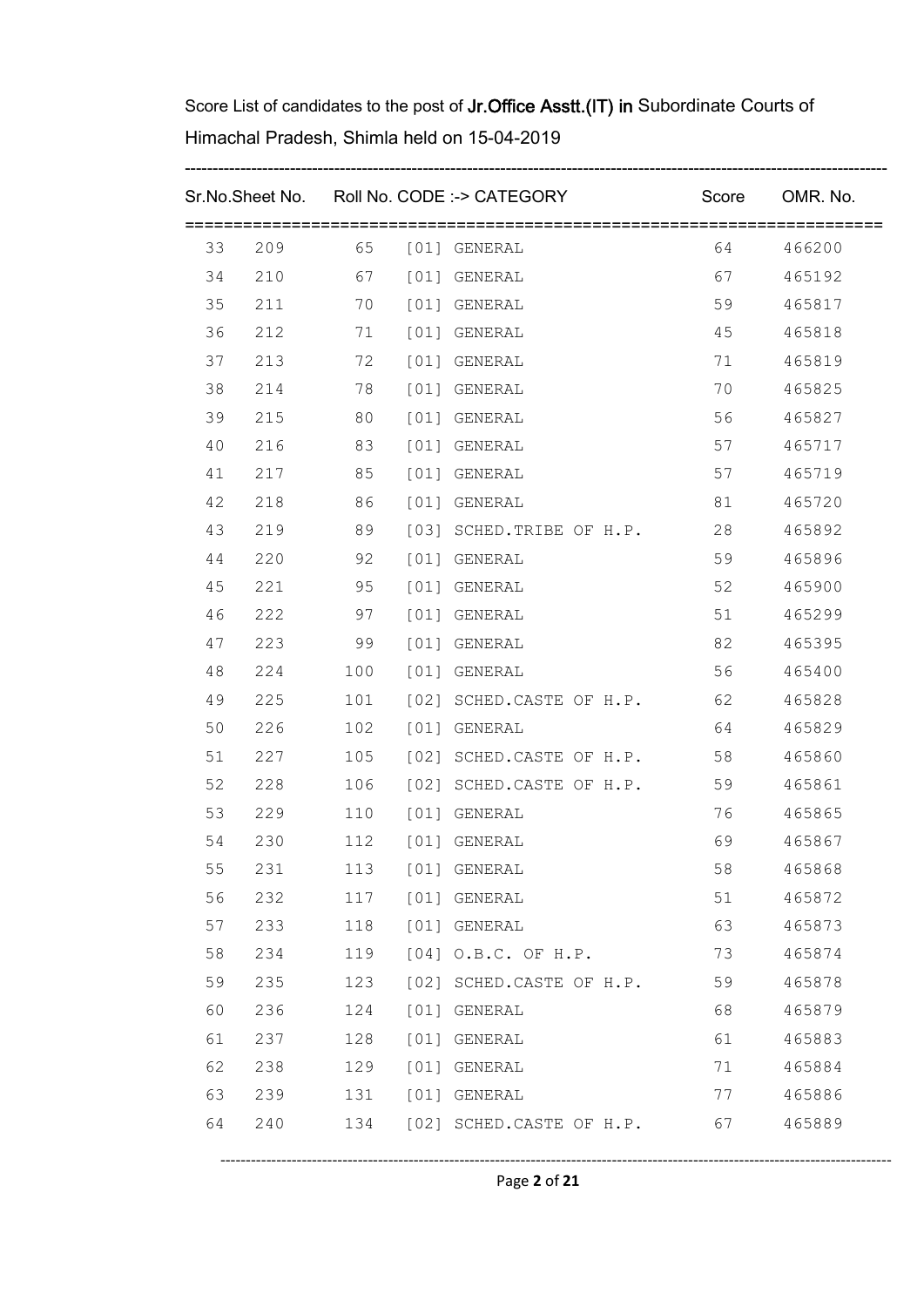Score List of candidates to the post of **Jr.Office Asstt.(IT)** in Subordinate Courts of Himachal Pradesh, Shimla held on 15-04-2019

| Sr.No. | Sheet No. | Roll No. | CODE :-> CATEGORY | Score | OMR. No. |
|---|---|---|---|---|---|
| 33 | 209 | 65 | [01] GENERAL | 64 | 466200 |
| 34 | 210 | 67 | [01] GENERAL | 67 | 465192 |
| 35 | 211 | 70 | [01] GENERAL | 59 | 465817 |
| 36 | 212 | 71 | [01] GENERAL | 45 | 465818 |
| 37 | 213 | 72 | [01] GENERAL | 71 | 465819 |
| 38 | 214 | 78 | [01] GENERAL | 70 | 465825 |
| 39 | 215 | 80 | [01] GENERAL | 56 | 465827 |
| 40 | 216 | 83 | [01] GENERAL | 57 | 465717 |
| 41 | 217 | 85 | [01] GENERAL | 57 | 465719 |
| 42 | 218 | 86 | [01] GENERAL | 81 | 465720 |
| 43 | 219 | 89 | [03] SCHED.TRIBE OF H.P. | 28 | 465892 |
| 44 | 220 | 92 | [01] GENERAL | 59 | 465896 |
| 45 | 221 | 95 | [01] GENERAL | 52 | 465900 |
| 46 | 222 | 97 | [01] GENERAL | 51 | 465299 |
| 47 | 223 | 99 | [01] GENERAL | 82 | 465395 |
| 48 | 224 | 100 | [01] GENERAL | 56 | 465400 |
| 49 | 225 | 101 | [02] SCHED.CASTE OF H.P. | 62 | 465828 |
| 50 | 226 | 102 | [01] GENERAL | 64 | 465829 |
| 51 | 227 | 105 | [02] SCHED.CASTE OF H.P. | 58 | 465860 |
| 52 | 228 | 106 | [02] SCHED.CASTE OF H.P. | 59 | 465861 |
| 53 | 229 | 110 | [01] GENERAL | 76 | 465865 |
| 54 | 230 | 112 | [01] GENERAL | 69 | 465867 |
| 55 | 231 | 113 | [01] GENERAL | 58 | 465868 |
| 56 | 232 | 117 | [01] GENERAL | 51 | 465872 |
| 57 | 233 | 118 | [01] GENERAL | 63 | 465873 |
| 58 | 234 | 119 | [04] O.B.C. OF H.P. | 73 | 465874 |
| 59 | 235 | 123 | [02] SCHED.CASTE OF H.P. | 59 | 465878 |
| 60 | 236 | 124 | [01] GENERAL | 68 | 465879 |
| 61 | 237 | 128 | [01] GENERAL | 61 | 465883 |
| 62 | 238 | 129 | [01] GENERAL | 71 | 465884 |
| 63 | 239 | 131 | [01] GENERAL | 77 | 465886 |
| 64 | 240 | 134 | [02] SCHED.CASTE OF H.P. | 67 | 465889 |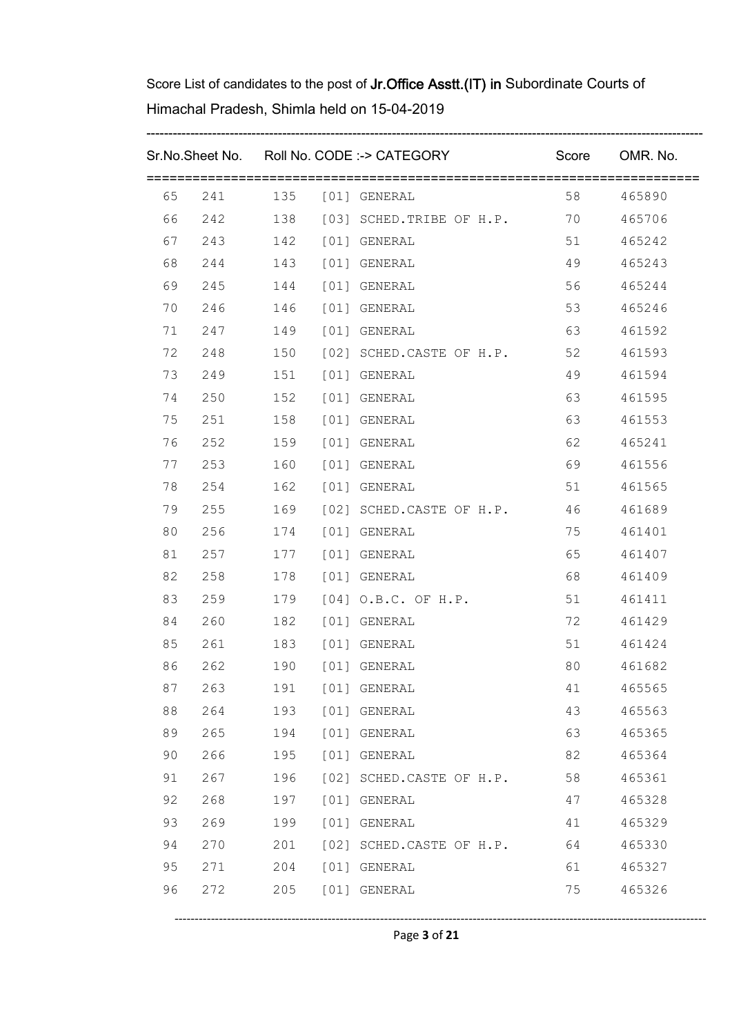Score List of candidates to the post of **Jr.Office Asstt.(IT) in** Subordinate Courts of Himachal Pradesh, Shimla held on 15-04-2019

| Sr.No. | Sheet No. | Roll No. | CODE :-> CATEGORY | Score | OMR. No. |
|---|---|---|---|---|---|
| 65 | 241 | 135 | [01] GENERAL | 58 | 465890 |
| 66 | 242 | 138 | [03] SCHED.TRIBE OF H.P. | 70 | 465706 |
| 67 | 243 | 142 | [01] GENERAL | 51 | 465242 |
| 68 | 244 | 143 | [01] GENERAL | 49 | 465243 |
| 69 | 245 | 144 | [01] GENERAL | 56 | 465244 |
| 70 | 246 | 146 | [01] GENERAL | 53 | 465246 |
| 71 | 247 | 149 | [01] GENERAL | 63 | 461592 |
| 72 | 248 | 150 | [02] SCHED.CASTE OF H.P. | 52 | 461593 |
| 73 | 249 | 151 | [01] GENERAL | 49 | 461594 |
| 74 | 250 | 152 | [01] GENERAL | 63 | 461595 |
| 75 | 251 | 158 | [01] GENERAL | 63 | 461553 |
| 76 | 252 | 159 | [01] GENERAL | 62 | 465241 |
| 77 | 253 | 160 | [01] GENERAL | 69 | 461556 |
| 78 | 254 | 162 | [01] GENERAL | 51 | 461565 |
| 79 | 255 | 169 | [02] SCHED.CASTE OF H.P. | 46 | 461689 |
| 80 | 256 | 174 | [01] GENERAL | 75 | 461401 |
| 81 | 257 | 177 | [01] GENERAL | 65 | 461407 |
| 82 | 258 | 178 | [01] GENERAL | 68 | 461409 |
| 83 | 259 | 179 | [04] O.B.C. OF H.P. | 51 | 461411 |
| 84 | 260 | 182 | [01] GENERAL | 72 | 461429 |
| 85 | 261 | 183 | [01] GENERAL | 51 | 461424 |
| 86 | 262 | 190 | [01] GENERAL | 80 | 461682 |
| 87 | 263 | 191 | [01] GENERAL | 41 | 465565 |
| 88 | 264 | 193 | [01] GENERAL | 43 | 465563 |
| 89 | 265 | 194 | [01] GENERAL | 63 | 465365 |
| 90 | 266 | 195 | [01] GENERAL | 82 | 465364 |
| 91 | 267 | 196 | [02] SCHED.CASTE OF H.P. | 58 | 465361 |
| 92 | 268 | 197 | [01] GENERAL | 47 | 465328 |
| 93 | 269 | 199 | [01] GENERAL | 41 | 465329 |
| 94 | 270 | 201 | [02] SCHED.CASTE OF H.P. | 64 | 465330 |
| 95 | 271 | 204 | [01] GENERAL | 61 | 465327 |
| 96 | 272 | 205 | [01] GENERAL | 75 | 465326 |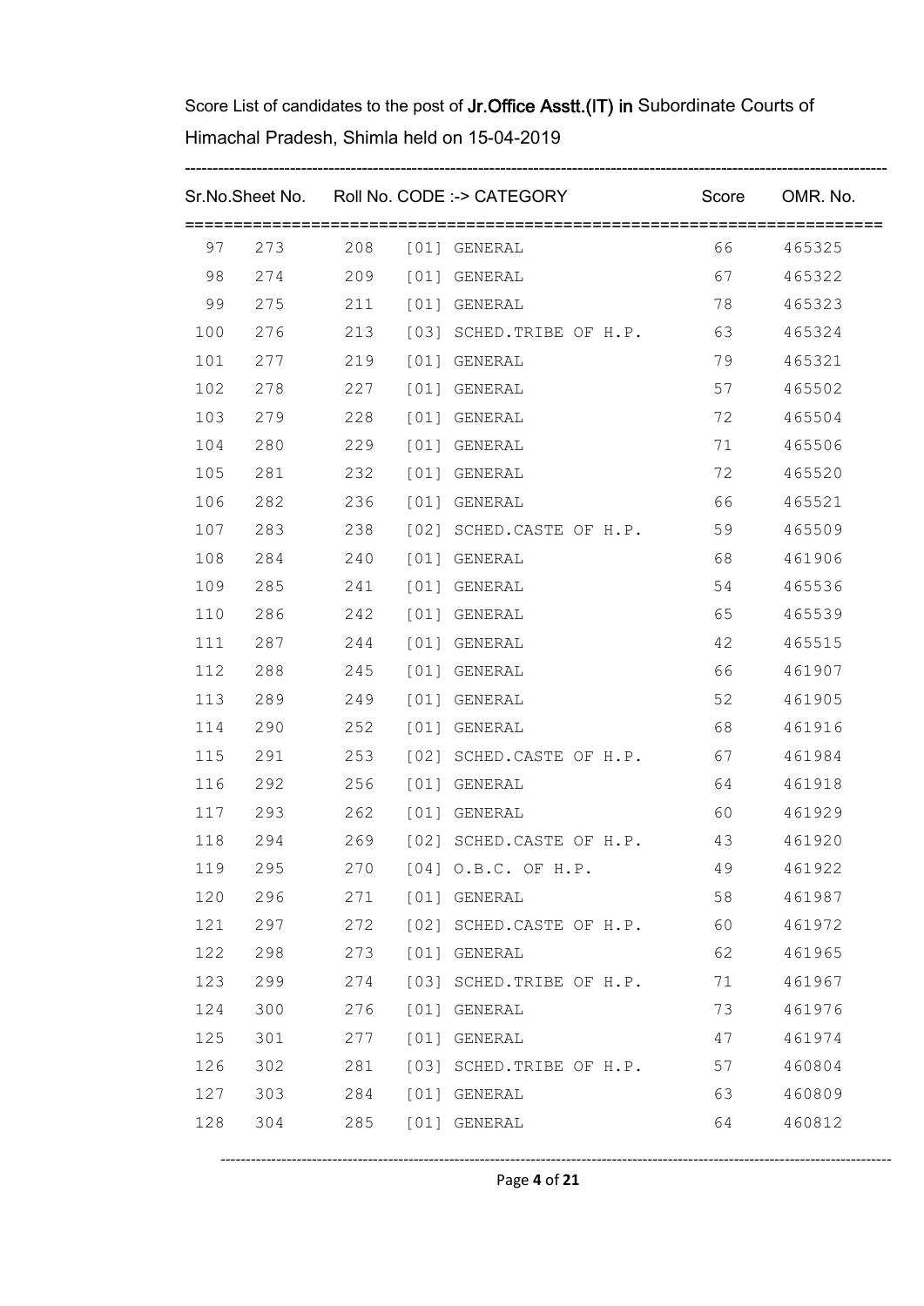Score List of candidates to the post of **Jr.Office Asstt.(IT) in** Subordinate Courts of Himachal Pradesh, Shimla held on 15-04-2019

| Sr.No. | Sheet No. | Roll No. | CODE :-> CATEGORY | Score | OMR. No. |
|---|---|---|---|---|---|
| 97 | 273 | 208 | [01] GENERAL | 66 | 465325 |
| 98 | 274 | 209 | [01] GENERAL | 67 | 465322 |
| 99 | 275 | 211 | [01] GENERAL | 78 | 465323 |
| 100 | 276 | 213 | [03] SCHED.TRIBE OF H.P. | 63 | 465324 |
| 101 | 277 | 219 | [01] GENERAL | 79 | 465321 |
| 102 | 278 | 227 | [01] GENERAL | 57 | 465502 |
| 103 | 279 | 228 | [01] GENERAL | 72 | 465504 |
| 104 | 280 | 229 | [01] GENERAL | 71 | 465506 |
| 105 | 281 | 232 | [01] GENERAL | 72 | 465520 |
| 106 | 282 | 236 | [01] GENERAL | 66 | 465521 |
| 107 | 283 | 238 | [02] SCHED.CASTE OF H.P. | 59 | 465509 |
| 108 | 284 | 240 | [01] GENERAL | 68 | 461906 |
| 109 | 285 | 241 | [01] GENERAL | 54 | 465536 |
| 110 | 286 | 242 | [01] GENERAL | 65 | 465539 |
| 111 | 287 | 244 | [01] GENERAL | 42 | 465515 |
| 112 | 288 | 245 | [01] GENERAL | 66 | 461907 |
| 113 | 289 | 249 | [01] GENERAL | 52 | 461905 |
| 114 | 290 | 252 | [01] GENERAL | 68 | 461916 |
| 115 | 291 | 253 | [02] SCHED.CASTE OF H.P. | 67 | 461984 |
| 116 | 292 | 256 | [01] GENERAL | 64 | 461918 |
| 117 | 293 | 262 | [01] GENERAL | 60 | 461929 |
| 118 | 294 | 269 | [02] SCHED.CASTE OF H.P. | 43 | 461920 |
| 119 | 295 | 270 | [04] O.B.C. OF H.P. | 49 | 461922 |
| 120 | 296 | 271 | [01] GENERAL | 58 | 461987 |
| 121 | 297 | 272 | [02] SCHED.CASTE OF H.P. | 60 | 461972 |
| 122 | 298 | 273 | [01] GENERAL | 62 | 461965 |
| 123 | 299 | 274 | [03] SCHED.TRIBE OF H.P. | 71 | 461967 |
| 124 | 300 | 276 | [01] GENERAL | 73 | 461976 |
| 125 | 301 | 277 | [01] GENERAL | 47 | 461974 |
| 126 | 302 | 281 | [03] SCHED.TRIBE OF H.P. | 57 | 460804 |
| 127 | 303 | 284 | [01] GENERAL | 63 | 460809 |
| 128 | 304 | 285 | [01] GENERAL | 64 | 460812 |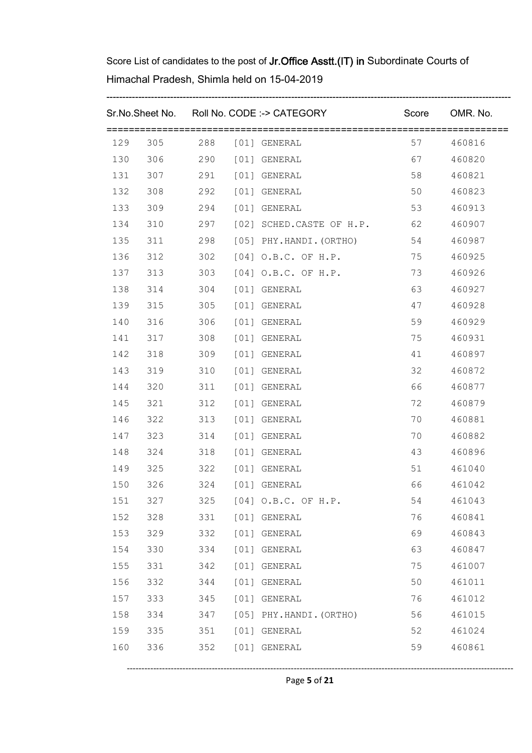Score List of candidates to the post of **Jr.Office Asstt.(IT) in** Subordinate Courts of Himachal Pradesh, Shimla held on 15-04-2019

| Sr.No. | Sheet No. | Roll No. | CODE :-> CATEGORY | Score | OMR. No. |
|---|---|---|---|---|---|
| 129 | 305 | 288 | [01] GENERAL | 57 | 460816 |
| 130 | 306 | 290 | [01] GENERAL | 67 | 460820 |
| 131 | 307 | 291 | [01] GENERAL | 58 | 460821 |
| 132 | 308 | 292 | [01] GENERAL | 50 | 460823 |
| 133 | 309 | 294 | [01] GENERAL | 53 | 460913 |
| 134 | 310 | 297 | [02] SCHED.CASTE OF H.P. | 62 | 460907 |
| 135 | 311 | 298 | [05] PHY.HANDI.(ORTHO) | 54 | 460987 |
| 136 | 312 | 302 | [04] O.B.C. OF H.P. | 75 | 460925 |
| 137 | 313 | 303 | [04] O.B.C. OF H.P. | 73 | 460926 |
| 138 | 314 | 304 | [01] GENERAL | 63 | 460927 |
| 139 | 315 | 305 | [01] GENERAL | 47 | 460928 |
| 140 | 316 | 306 | [01] GENERAL | 59 | 460929 |
| 141 | 317 | 308 | [01] GENERAL | 75 | 460931 |
| 142 | 318 | 309 | [01] GENERAL | 41 | 460897 |
| 143 | 319 | 310 | [01] GENERAL | 32 | 460872 |
| 144 | 320 | 311 | [01] GENERAL | 66 | 460877 |
| 145 | 321 | 312 | [01] GENERAL | 72 | 460879 |
| 146 | 322 | 313 | [01] GENERAL | 70 | 460881 |
| 147 | 323 | 314 | [01] GENERAL | 70 | 460882 |
| 148 | 324 | 318 | [01] GENERAL | 43 | 460896 |
| 149 | 325 | 322 | [01] GENERAL | 51 | 461040 |
| 150 | 326 | 324 | [01] GENERAL | 66 | 461042 |
| 151 | 327 | 325 | [04] O.B.C. OF H.P. | 54 | 461043 |
| 152 | 328 | 331 | [01] GENERAL | 76 | 460841 |
| 153 | 329 | 332 | [01] GENERAL | 69 | 460843 |
| 154 | 330 | 334 | [01] GENERAL | 63 | 460847 |
| 155 | 331 | 342 | [01] GENERAL | 75 | 461007 |
| 156 | 332 | 344 | [01] GENERAL | 50 | 461011 |
| 157 | 333 | 345 | [01] GENERAL | 76 | 461012 |
| 158 | 334 | 347 | [05] PHY.HANDI.(ORTHO) | 56 | 461015 |
| 159 | 335 | 351 | [01] GENERAL | 52 | 461024 |
| 160 | 336 | 352 | [01] GENERAL | 59 | 460861 |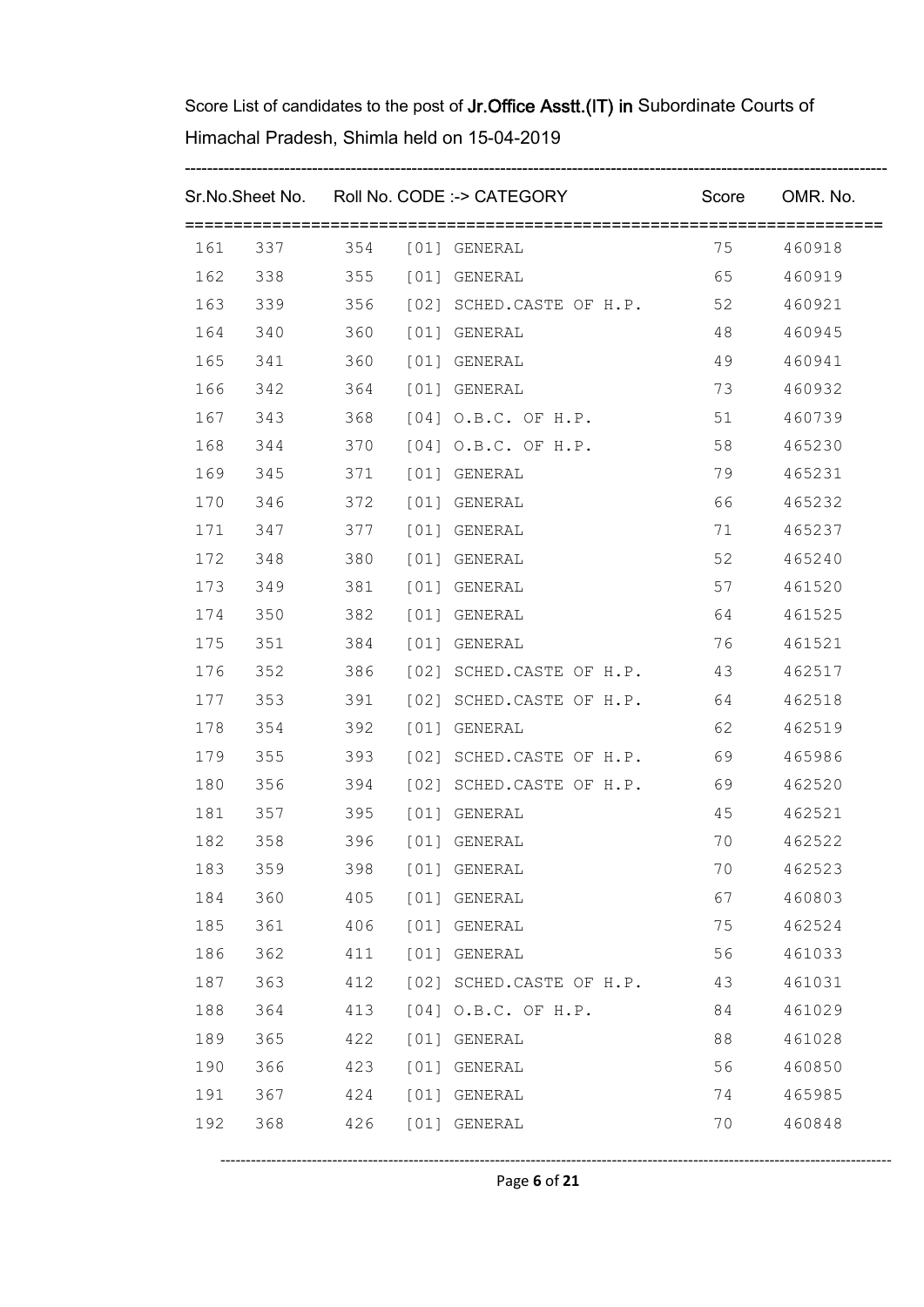Score List of candidates to the post of **Jr.Office Asstt.(IT) in** Subordinate Courts of Himachal Pradesh, Shimla held on 15-04-2019

| Sr.No. | Sheet No. | Roll No. | CODE :-> CATEGORY | Score | OMR. No. |
|---|---|---|---|---|---|
| 161 | 337 | 354 | [01] GENERAL | 75 | 460918 |
| 162 | 338 | 355 | [01] GENERAL | 65 | 460919 |
| 163 | 339 | 356 | [02] SCHED.CASTE OF H.P. | 52 | 460921 |
| 164 | 340 | 360 | [01] GENERAL | 48 | 460945 |
| 165 | 341 | 360 | [01] GENERAL | 49 | 460941 |
| 166 | 342 | 364 | [01] GENERAL | 73 | 460932 |
| 167 | 343 | 368 | [04] O.B.C. OF H.P. | 51 | 460739 |
| 168 | 344 | 370 | [04] O.B.C. OF H.P. | 58 | 465230 |
| 169 | 345 | 371 | [01] GENERAL | 79 | 465231 |
| 170 | 346 | 372 | [01] GENERAL | 66 | 465232 |
| 171 | 347 | 377 | [01] GENERAL | 71 | 465237 |
| 172 | 348 | 380 | [01] GENERAL | 52 | 465240 |
| 173 | 349 | 381 | [01] GENERAL | 57 | 461520 |
| 174 | 350 | 382 | [01] GENERAL | 64 | 461525 |
| 175 | 351 | 384 | [01] GENERAL | 76 | 461521 |
| 176 | 352 | 386 | [02] SCHED.CASTE OF H.P. | 43 | 462517 |
| 177 | 353 | 391 | [02] SCHED.CASTE OF H.P. | 64 | 462518 |
| 178 | 354 | 392 | [01] GENERAL | 62 | 462519 |
| 179 | 355 | 393 | [02] SCHED.CASTE OF H.P. | 69 | 465986 |
| 180 | 356 | 394 | [02] SCHED.CASTE OF H.P. | 69 | 462520 |
| 181 | 357 | 395 | [01] GENERAL | 45 | 462521 |
| 182 | 358 | 396 | [01] GENERAL | 70 | 462522 |
| 183 | 359 | 398 | [01] GENERAL | 70 | 462523 |
| 184 | 360 | 405 | [01] GENERAL | 67 | 460803 |
| 185 | 361 | 406 | [01] GENERAL | 75 | 462524 |
| 186 | 362 | 411 | [01] GENERAL | 56 | 461033 |
| 187 | 363 | 412 | [02] SCHED.CASTE OF H.P. | 43 | 461031 |
| 188 | 364 | 413 | [04] O.B.C. OF H.P. | 84 | 461029 |
| 189 | 365 | 422 | [01] GENERAL | 88 | 461028 |
| 190 | 366 | 423 | [01] GENERAL | 56 | 460850 |
| 191 | 367 | 424 | [01] GENERAL | 74 | 465985 |
| 192 | 368 | 426 | [01] GENERAL | 70 | 460848 |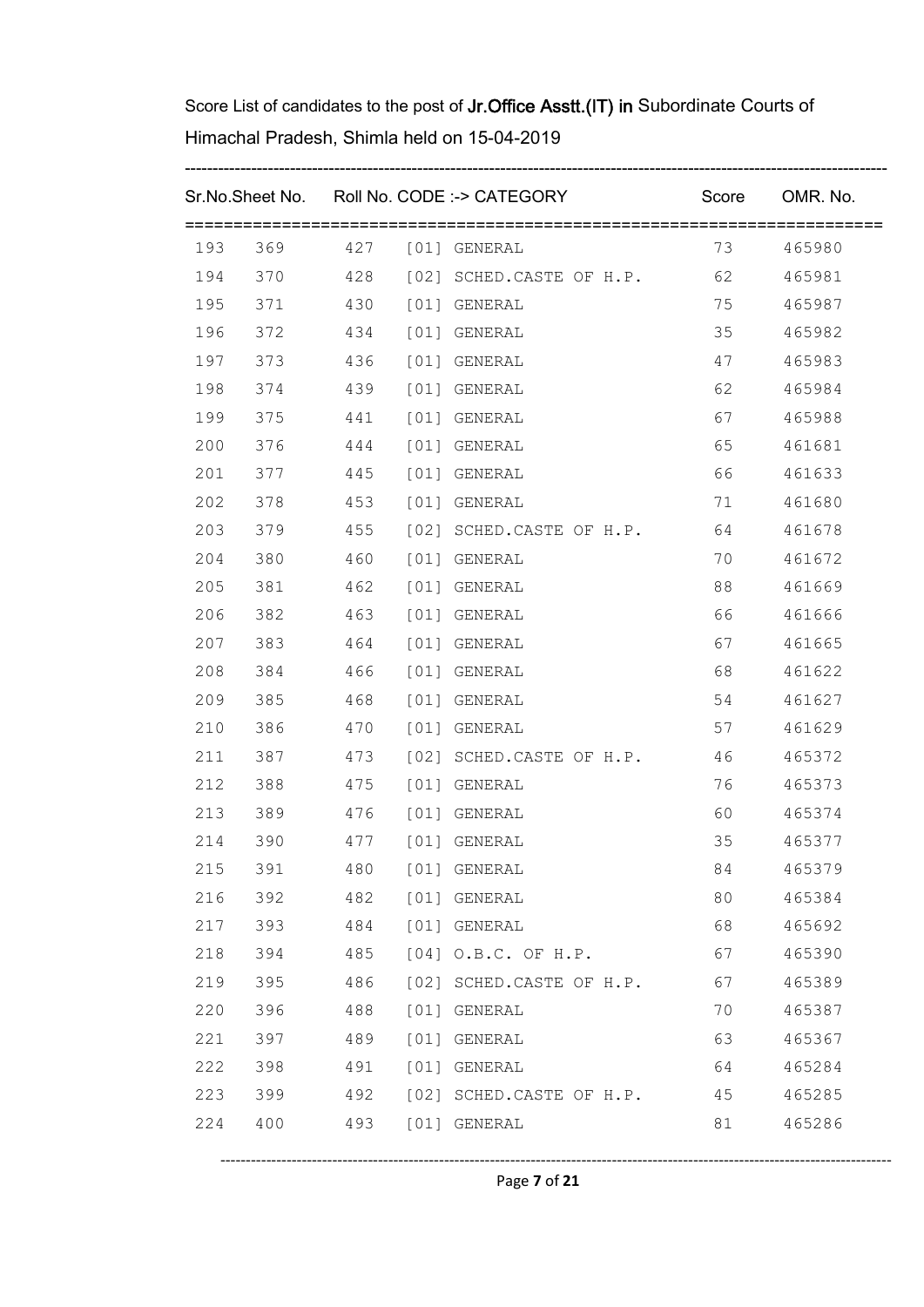Score List of candidates to the post of **Jr.Office Asstt.(IT) in** Subordinate Courts of Himachal Pradesh, Shimla held on 15-04-2019

| Sr.No. | Sheet No. | Roll No. | CODE :-> CATEGORY | Score | OMR. No. |
|---|---|---|---|---|---|
| 193 | 369 | 427 | [01] GENERAL | 73 | 465980 |
| 194 | 370 | 428 | [02] SCHED.CASTE OF H.P. | 62 | 465981 |
| 195 | 371 | 430 | [01] GENERAL | 75 | 465987 |
| 196 | 372 | 434 | [01] GENERAL | 35 | 465982 |
| 197 | 373 | 436 | [01] GENERAL | 47 | 465983 |
| 198 | 374 | 439 | [01] GENERAL | 62 | 465984 |
| 199 | 375 | 441 | [01] GENERAL | 67 | 465988 |
| 200 | 376 | 444 | [01] GENERAL | 65 | 461681 |
| 201 | 377 | 445 | [01] GENERAL | 66 | 461633 |
| 202 | 378 | 453 | [01] GENERAL | 71 | 461680 |
| 203 | 379 | 455 | [02] SCHED.CASTE OF H.P. | 64 | 461678 |
| 204 | 380 | 460 | [01] GENERAL | 70 | 461672 |
| 205 | 381 | 462 | [01] GENERAL | 88 | 461669 |
| 206 | 382 | 463 | [01] GENERAL | 66 | 461666 |
| 207 | 383 | 464 | [01] GENERAL | 67 | 461665 |
| 208 | 384 | 466 | [01] GENERAL | 68 | 461622 |
| 209 | 385 | 468 | [01] GENERAL | 54 | 461627 |
| 210 | 386 | 470 | [01] GENERAL | 57 | 461629 |
| 211 | 387 | 473 | [02] SCHED.CASTE OF H.P. | 46 | 465372 |
| 212 | 388 | 475 | [01] GENERAL | 76 | 465373 |
| 213 | 389 | 476 | [01] GENERAL | 60 | 465374 |
| 214 | 390 | 477 | [01] GENERAL | 35 | 465377 |
| 215 | 391 | 480 | [01] GENERAL | 84 | 465379 |
| 216 | 392 | 482 | [01] GENERAL | 80 | 465384 |
| 217 | 393 | 484 | [01] GENERAL | 68 | 465692 |
| 218 | 394 | 485 | [04] O.B.C. OF H.P. | 67 | 465390 |
| 219 | 395 | 486 | [02] SCHED.CASTE OF H.P. | 67 | 465389 |
| 220 | 396 | 488 | [01] GENERAL | 70 | 465387 |
| 221 | 397 | 489 | [01] GENERAL | 63 | 465367 |
| 222 | 398 | 491 | [01] GENERAL | 64 | 465284 |
| 223 | 399 | 492 | [02] SCHED.CASTE OF H.P. | 45 | 465285 |
| 224 | 400 | 493 | [01] GENERAL | 81 | 465286 |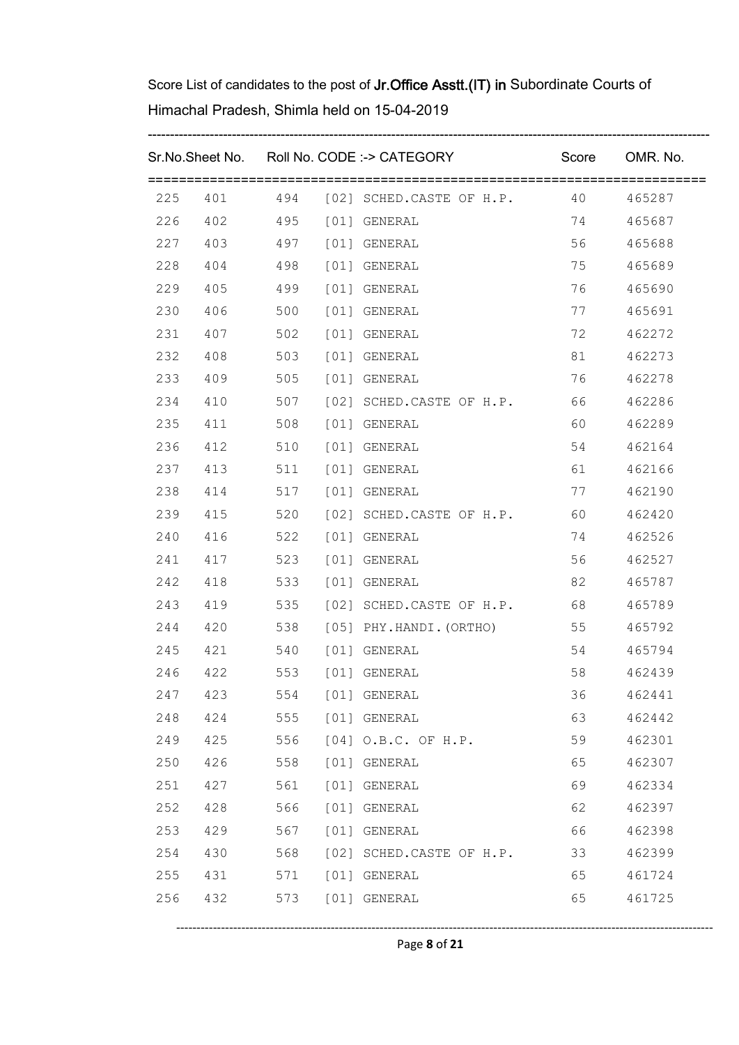Score List of candidates to the post of **Jr.Office Asstt.(IT) in** Subordinate Courts of Himachal Pradesh, Shimla held on 15-04-2019

| Sr.No. | Sheet No. | Roll No. | CODE :-> CATEGORY | Score | OMR. No. |
|---|---|---|---|---|---|
| 225 | 401 | 494 | [02] SCHED.CASTE OF H.P. | 40 | 465287 |
| 226 | 402 | 495 | [01] GENERAL | 74 | 465687 |
| 227 | 403 | 497 | [01] GENERAL | 56 | 465688 |
| 228 | 404 | 498 | [01] GENERAL | 75 | 465689 |
| 229 | 405 | 499 | [01] GENERAL | 76 | 465690 |
| 230 | 406 | 500 | [01] GENERAL | 77 | 465691 |
| 231 | 407 | 502 | [01] GENERAL | 72 | 462272 |
| 232 | 408 | 503 | [01] GENERAL | 81 | 462273 |
| 233 | 409 | 505 | [01] GENERAL | 76 | 462278 |
| 234 | 410 | 507 | [02] SCHED.CASTE OF H.P. | 66 | 462286 |
| 235 | 411 | 508 | [01] GENERAL | 60 | 462289 |
| 236 | 412 | 510 | [01] GENERAL | 54 | 462164 |
| 237 | 413 | 511 | [01] GENERAL | 61 | 462166 |
| 238 | 414 | 517 | [01] GENERAL | 77 | 462190 |
| 239 | 415 | 520 | [02] SCHED.CASTE OF H.P. | 60 | 462420 |
| 240 | 416 | 522 | [01] GENERAL | 74 | 462526 |
| 241 | 417 | 523 | [01] GENERAL | 56 | 462527 |
| 242 | 418 | 533 | [01] GENERAL | 82 | 465787 |
| 243 | 419 | 535 | [02] SCHED.CASTE OF H.P. | 68 | 465789 |
| 244 | 420 | 538 | [05] PHY.HANDI.(ORTHO) | 55 | 465792 |
| 245 | 421 | 540 | [01] GENERAL | 54 | 465794 |
| 246 | 422 | 553 | [01] GENERAL | 58 | 462439 |
| 247 | 423 | 554 | [01] GENERAL | 36 | 462441 |
| 248 | 424 | 555 | [01] GENERAL | 63 | 462442 |
| 249 | 425 | 556 | [04] O.B.C. OF H.P. | 59 | 462301 |
| 250 | 426 | 558 | [01] GENERAL | 65 | 462307 |
| 251 | 427 | 561 | [01] GENERAL | 69 | 462334 |
| 252 | 428 | 566 | [01] GENERAL | 62 | 462397 |
| 253 | 429 | 567 | [01] GENERAL | 66 | 462398 |
| 254 | 430 | 568 | [02] SCHED.CASTE OF H.P. | 33 | 462399 |
| 255 | 431 | 571 | [01] GENERAL | 65 | 461724 |
| 256 | 432 | 573 | [01] GENERAL | 65 | 461725 |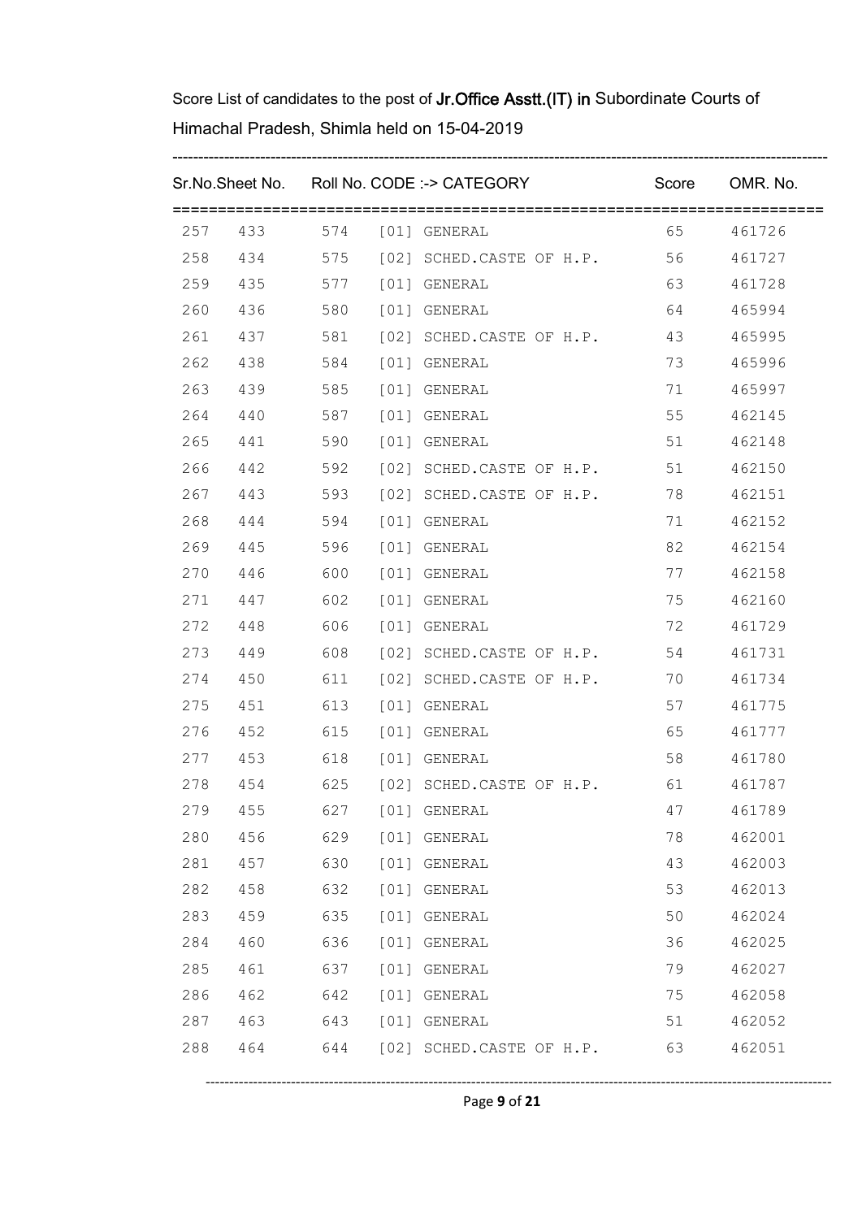Score List of candidates to the post of **Jr.Office Asstt.(IT) in** Subordinate Courts of Himachal Pradesh, Shimla held on 15-04-2019

| Sr.No. | Sheet No. | Roll No. | CODE :-> CATEGORY | Score | OMR. No. |
|---|---|---|---|---|---|
| 257 | 433 | 574 | [01] GENERAL | 65 | 461726 |
| 258 | 434 | 575 | [02] SCHED.CASTE OF H.P. | 56 | 461727 |
| 259 | 435 | 577 | [01] GENERAL | 63 | 461728 |
| 260 | 436 | 580 | [01] GENERAL | 64 | 465994 |
| 261 | 437 | 581 | [02] SCHED.CASTE OF H.P. | 43 | 465995 |
| 262 | 438 | 584 | [01] GENERAL | 73 | 465996 |
| 263 | 439 | 585 | [01] GENERAL | 71 | 465997 |
| 264 | 440 | 587 | [01] GENERAL | 55 | 462145 |
| 265 | 441 | 590 | [01] GENERAL | 51 | 462148 |
| 266 | 442 | 592 | [02] SCHED.CASTE OF H.P. | 51 | 462150 |
| 267 | 443 | 593 | [02] SCHED.CASTE OF H.P. | 78 | 462151 |
| 268 | 444 | 594 | [01] GENERAL | 71 | 462152 |
| 269 | 445 | 596 | [01] GENERAL | 82 | 462154 |
| 270 | 446 | 600 | [01] GENERAL | 77 | 462158 |
| 271 | 447 | 602 | [01] GENERAL | 75 | 462160 |
| 272 | 448 | 606 | [01] GENERAL | 72 | 461729 |
| 273 | 449 | 608 | [02] SCHED.CASTE OF H.P. | 54 | 461731 |
| 274 | 450 | 611 | [02] SCHED.CASTE OF H.P. | 70 | 461734 |
| 275 | 451 | 613 | [01] GENERAL | 57 | 461775 |
| 276 | 452 | 615 | [01] GENERAL | 65 | 461777 |
| 277 | 453 | 618 | [01] GENERAL | 58 | 461780 |
| 278 | 454 | 625 | [02] SCHED.CASTE OF H.P. | 61 | 461787 |
| 279 | 455 | 627 | [01] GENERAL | 47 | 461789 |
| 280 | 456 | 629 | [01] GENERAL | 78 | 462001 |
| 281 | 457 | 630 | [01] GENERAL | 43 | 462003 |
| 282 | 458 | 632 | [01] GENERAL | 53 | 462013 |
| 283 | 459 | 635 | [01] GENERAL | 50 | 462024 |
| 284 | 460 | 636 | [01] GENERAL | 36 | 462025 |
| 285 | 461 | 637 | [01] GENERAL | 79 | 462027 |
| 286 | 462 | 642 | [01] GENERAL | 75 | 462058 |
| 287 | 463 | 643 | [01] GENERAL | 51 | 462052 |
| 288 | 464 | 644 | [02] SCHED.CASTE OF H.P. | 63 | 462051 |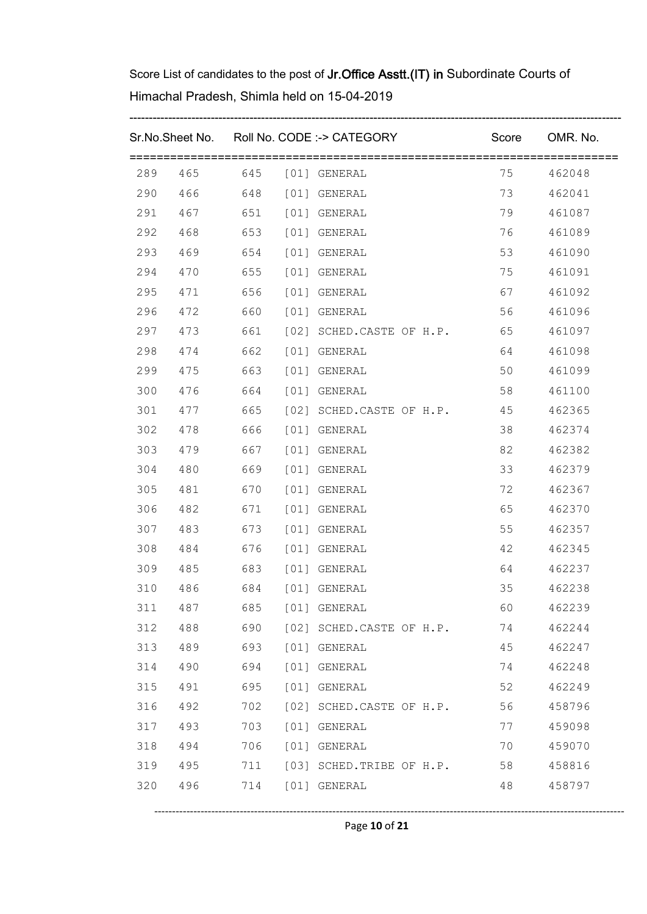Score List of candidates to the post of **Jr.Office Asstt.(IT) in** Subordinate Courts of Himachal Pradesh, Shimla held on 15-04-2019

| Sr.No. | Sheet No. | Roll No. | CODE :-> CATEGORY | Score | OMR. No. |
|---|---|---|---|---|---|
| 289 | 465 | 645 | [01] GENERAL | 75 | 462048 |
| 290 | 466 | 648 | [01] GENERAL | 73 | 462041 |
| 291 | 467 | 651 | [01] GENERAL | 79 | 461087 |
| 292 | 468 | 653 | [01] GENERAL | 76 | 461089 |
| 293 | 469 | 654 | [01] GENERAL | 53 | 461090 |
| 294 | 470 | 655 | [01] GENERAL | 75 | 461091 |
| 295 | 471 | 656 | [01] GENERAL | 67 | 461092 |
| 296 | 472 | 660 | [01] GENERAL | 56 | 461096 |
| 297 | 473 | 661 | [02] SCHED.CASTE OF H.P. | 65 | 461097 |
| 298 | 474 | 662 | [01] GENERAL | 64 | 461098 |
| 299 | 475 | 663 | [01] GENERAL | 50 | 461099 |
| 300 | 476 | 664 | [01] GENERAL | 58 | 461100 |
| 301 | 477 | 665 | [02] SCHED.CASTE OF H.P. | 45 | 462365 |
| 302 | 478 | 666 | [01] GENERAL | 38 | 462374 |
| 303 | 479 | 667 | [01] GENERAL | 82 | 462382 |
| 304 | 480 | 669 | [01] GENERAL | 33 | 462379 |
| 305 | 481 | 670 | [01] GENERAL | 72 | 462367 |
| 306 | 482 | 671 | [01] GENERAL | 65 | 462370 |
| 307 | 483 | 673 | [01] GENERAL | 55 | 462357 |
| 308 | 484 | 676 | [01] GENERAL | 42 | 462345 |
| 309 | 485 | 683 | [01] GENERAL | 64 | 462237 |
| 310 | 486 | 684 | [01] GENERAL | 35 | 462238 |
| 311 | 487 | 685 | [01] GENERAL | 60 | 462239 |
| 312 | 488 | 690 | [02] SCHED.CASTE OF H.P. | 74 | 462244 |
| 313 | 489 | 693 | [01] GENERAL | 45 | 462247 |
| 314 | 490 | 694 | [01] GENERAL | 74 | 462248 |
| 315 | 491 | 695 | [01] GENERAL | 52 | 462249 |
| 316 | 492 | 702 | [02] SCHED.CASTE OF H.P. | 56 | 458796 |
| 317 | 493 | 703 | [01] GENERAL | 77 | 459098 |
| 318 | 494 | 706 | [01] GENERAL | 70 | 459070 |
| 319 | 495 | 711 | [03] SCHED.TRIBE OF H.P. | 58 | 458816 |
| 320 | 496 | 714 | [01] GENERAL | 48 | 458797 |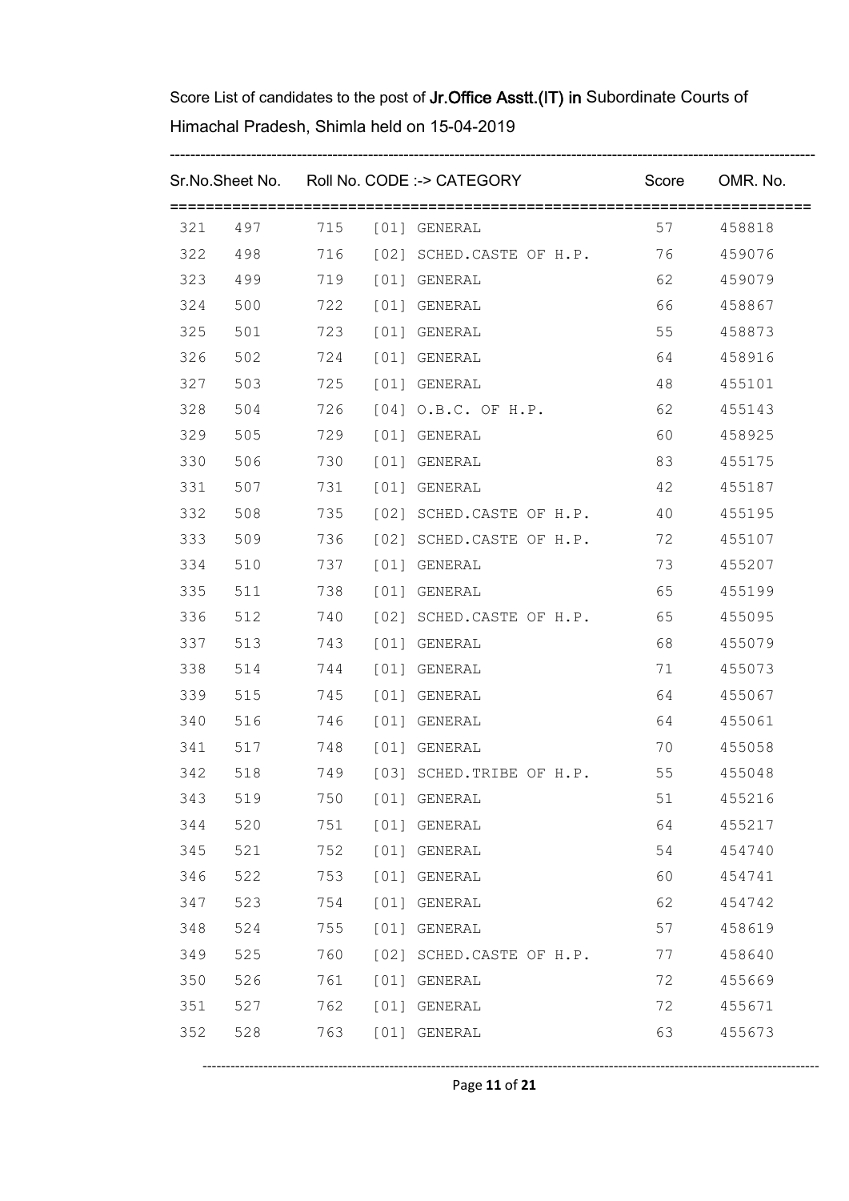Score List of candidates to the post of **Jr.Office Asstt.(IT) in** Subordinate Courts of Himachal Pradesh, Shimla held on 15-04-2019

| Sr.No. | Sheet No. | Roll No. | CODE :-> CATEGORY | Score | OMR. No. |
|---|---|---|---|---|---|
| 321 | 497 | 715 | [01] GENERAL | 57 | 458818 |
| 322 | 498 | 716 | [02] SCHED.CASTE OF H.P. | 76 | 459076 |
| 323 | 499 | 719 | [01] GENERAL | 62 | 459079 |
| 324 | 500 | 722 | [01] GENERAL | 66 | 458867 |
| 325 | 501 | 723 | [01] GENERAL | 55 | 458873 |
| 326 | 502 | 724 | [01] GENERAL | 64 | 458916 |
| 327 | 503 | 725 | [01] GENERAL | 48 | 455101 |
| 328 | 504 | 726 | [04] O.B.C. OF H.P. | 62 | 455143 |
| 329 | 505 | 729 | [01] GENERAL | 60 | 458925 |
| 330 | 506 | 730 | [01] GENERAL | 83 | 455175 |
| 331 | 507 | 731 | [01] GENERAL | 42 | 455187 |
| 332 | 508 | 735 | [02] SCHED.CASTE OF H.P. | 40 | 455195 |
| 333 | 509 | 736 | [02] SCHED.CASTE OF H.P. | 72 | 455107 |
| 334 | 510 | 737 | [01] GENERAL | 73 | 455207 |
| 335 | 511 | 738 | [01] GENERAL | 65 | 455199 |
| 336 | 512 | 740 | [02] SCHED.CASTE OF H.P. | 65 | 455095 |
| 337 | 513 | 743 | [01] GENERAL | 68 | 455079 |
| 338 | 514 | 744 | [01] GENERAL | 71 | 455073 |
| 339 | 515 | 745 | [01] GENERAL | 64 | 455067 |
| 340 | 516 | 746 | [01] GENERAL | 64 | 455061 |
| 341 | 517 | 748 | [01] GENERAL | 70 | 455058 |
| 342 | 518 | 749 | [03] SCHED.TRIBE OF H.P. | 55 | 455048 |
| 343 | 519 | 750 | [01] GENERAL | 51 | 455216 |
| 344 | 520 | 751 | [01] GENERAL | 64 | 455217 |
| 345 | 521 | 752 | [01] GENERAL | 54 | 454740 |
| 346 | 522 | 753 | [01] GENERAL | 60 | 454741 |
| 347 | 523 | 754 | [01] GENERAL | 62 | 454742 |
| 348 | 524 | 755 | [01] GENERAL | 57 | 458619 |
| 349 | 525 | 760 | [02] SCHED.CASTE OF H.P. | 77 | 458640 |
| 350 | 526 | 761 | [01] GENERAL | 72 | 455669 |
| 351 | 527 | 762 | [01] GENERAL | 72 | 455671 |
| 352 | 528 | 763 | [01] GENERAL | 63 | 455673 |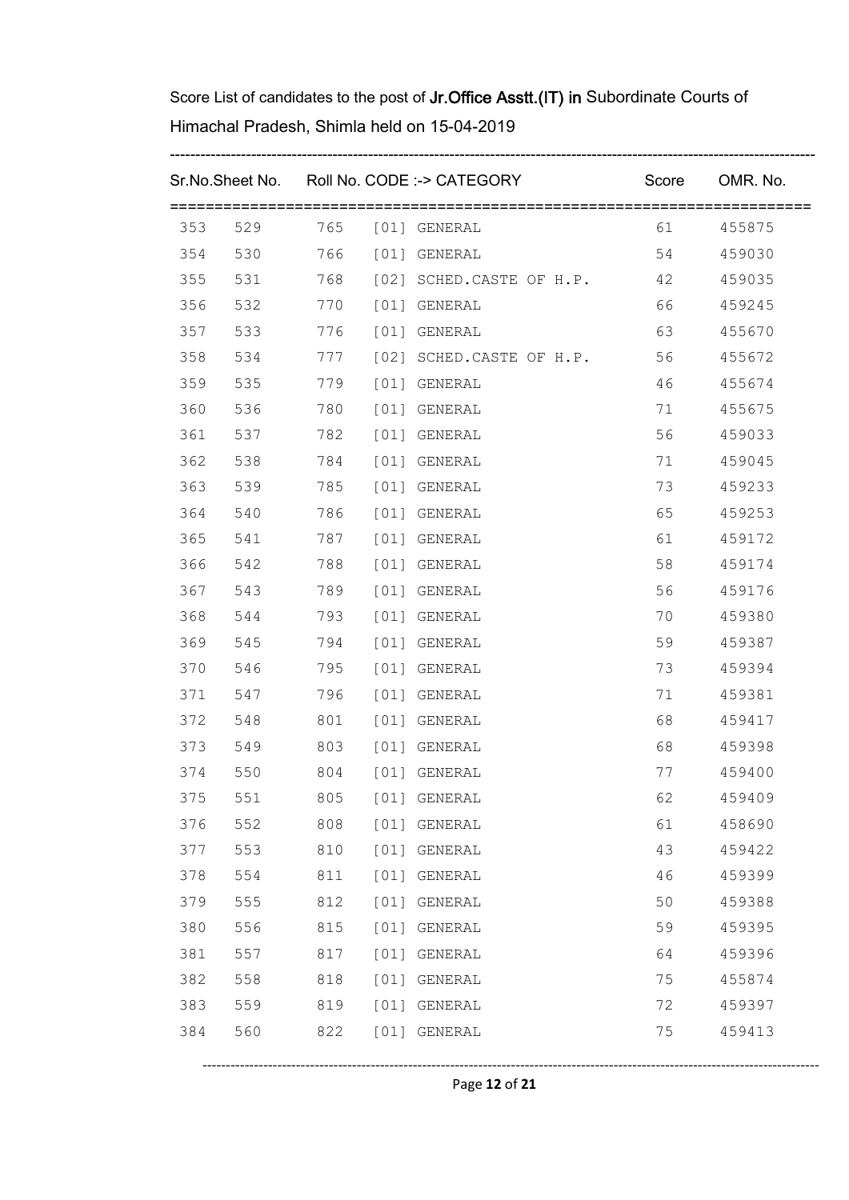Score List of candidates to the post of **Jr.Office Asstt.(IT) in** Subordinate Courts of Himachal Pradesh, Shimla held on 15-04-2019

| Sr.No. | Sheet No. | Roll No. | CODE :-> CATEGORY | Score | OMR. No. |
|---|---|---|---|---|---|
| 353 | 529 | 765 | [01] GENERAL | 61 | 455875 |
| 354 | 530 | 766 | [01] GENERAL | 54 | 459030 |
| 355 | 531 | 768 | [02] SCHED.CASTE OF H.P. | 42 | 459035 |
| 356 | 532 | 770 | [01] GENERAL | 66 | 459245 |
| 357 | 533 | 776 | [01] GENERAL | 63 | 455670 |
| 358 | 534 | 777 | [02] SCHED.CASTE OF H.P. | 56 | 455672 |
| 359 | 535 | 779 | [01] GENERAL | 46 | 455674 |
| 360 | 536 | 780 | [01] GENERAL | 71 | 455675 |
| 361 | 537 | 782 | [01] GENERAL | 56 | 459033 |
| 362 | 538 | 784 | [01] GENERAL | 71 | 459045 |
| 363 | 539 | 785 | [01] GENERAL | 73 | 459233 |
| 364 | 540 | 786 | [01] GENERAL | 65 | 459253 |
| 365 | 541 | 787 | [01] GENERAL | 61 | 459172 |
| 366 | 542 | 788 | [01] GENERAL | 58 | 459174 |
| 367 | 543 | 789 | [01] GENERAL | 56 | 459176 |
| 368 | 544 | 793 | [01] GENERAL | 70 | 459380 |
| 369 | 545 | 794 | [01] GENERAL | 59 | 459387 |
| 370 | 546 | 795 | [01] GENERAL | 73 | 459394 |
| 371 | 547 | 796 | [01] GENERAL | 71 | 459381 |
| 372 | 548 | 801 | [01] GENERAL | 68 | 459417 |
| 373 | 549 | 803 | [01] GENERAL | 68 | 459398 |
| 374 | 550 | 804 | [01] GENERAL | 77 | 459400 |
| 375 | 551 | 805 | [01] GENERAL | 62 | 459409 |
| 376 | 552 | 808 | [01] GENERAL | 61 | 458690 |
| 377 | 553 | 810 | [01] GENERAL | 43 | 459422 |
| 378 | 554 | 811 | [01] GENERAL | 46 | 459399 |
| 379 | 555 | 812 | [01] GENERAL | 50 | 459388 |
| 380 | 556 | 815 | [01] GENERAL | 59 | 459395 |
| 381 | 557 | 817 | [01] GENERAL | 64 | 459396 |
| 382 | 558 | 818 | [01] GENERAL | 75 | 455874 |
| 383 | 559 | 819 | [01] GENERAL | 72 | 459397 |
| 384 | 560 | 822 | [01] GENERAL | 75 | 459413 |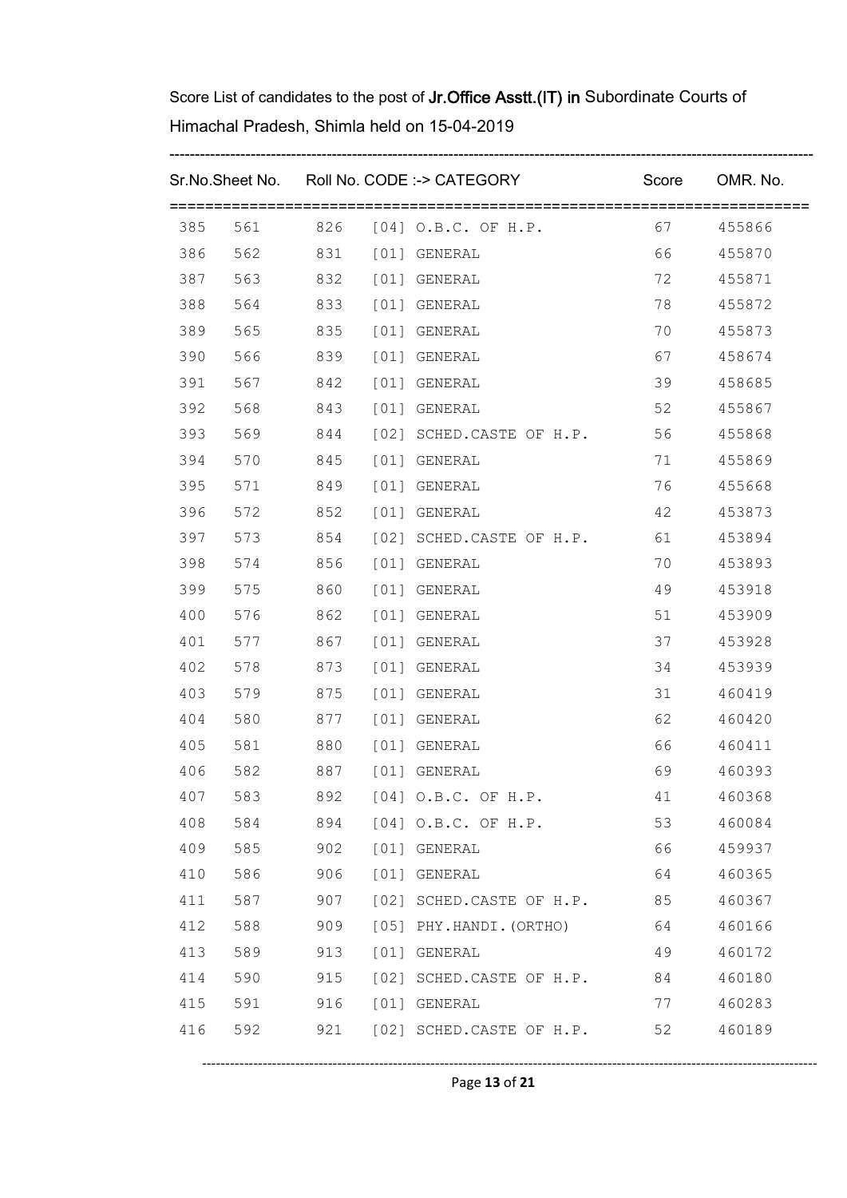Score List of candidates to the post of **Jr.Office Asstt.(IT) in** Subordinate Courts of Himachal Pradesh, Shimla held on 15-04-2019

| Sr.No. | Sheet No. | Roll No. | CODE :-> CATEGORY | Score | OMR. No. |
|---|---|---|---|---|---|
| 385 | 561 | 826 | [04] O.B.C. OF H.P. | 67 | 455866 |
| 386 | 562 | 831 | [01] GENERAL | 66 | 455870 |
| 387 | 563 | 832 | [01] GENERAL | 72 | 455871 |
| 388 | 564 | 833 | [01] GENERAL | 78 | 455872 |
| 389 | 565 | 835 | [01] GENERAL | 70 | 455873 |
| 390 | 566 | 839 | [01] GENERAL | 67 | 458674 |
| 391 | 567 | 842 | [01] GENERAL | 39 | 458685 |
| 392 | 568 | 843 | [01] GENERAL | 52 | 455867 |
| 393 | 569 | 844 | [02] SCHED.CASTE OF H.P. | 56 | 455868 |
| 394 | 570 | 845 | [01] GENERAL | 71 | 455869 |
| 395 | 571 | 849 | [01] GENERAL | 76 | 455668 |
| 396 | 572 | 852 | [01] GENERAL | 42 | 453873 |
| 397 | 573 | 854 | [02] SCHED.CASTE OF H.P. | 61 | 453894 |
| 398 | 574 | 856 | [01] GENERAL | 70 | 453893 |
| 399 | 575 | 860 | [01] GENERAL | 49 | 453918 |
| 400 | 576 | 862 | [01] GENERAL | 51 | 453909 |
| 401 | 577 | 867 | [01] GENERAL | 37 | 453928 |
| 402 | 578 | 873 | [01] GENERAL | 34 | 453939 |
| 403 | 579 | 875 | [01] GENERAL | 31 | 460419 |
| 404 | 580 | 877 | [01] GENERAL | 62 | 460420 |
| 405 | 581 | 880 | [01] GENERAL | 66 | 460411 |
| 406 | 582 | 887 | [01] GENERAL | 69 | 460393 |
| 407 | 583 | 892 | [04] O.B.C. OF H.P. | 41 | 460368 |
| 408 | 584 | 894 | [04] O.B.C. OF H.P. | 53 | 460084 |
| 409 | 585 | 902 | [01] GENERAL | 66 | 459937 |
| 410 | 586 | 906 | [01] GENERAL | 64 | 460365 |
| 411 | 587 | 907 | [02] SCHED.CASTE OF H.P. | 85 | 460367 |
| 412 | 588 | 909 | [05] PHY.HANDI.(ORTHO) | 64 | 460166 |
| 413 | 589 | 913 | [01] GENERAL | 49 | 460172 |
| 414 | 590 | 915 | [02] SCHED.CASTE OF H.P. | 84 | 460180 |
| 415 | 591 | 916 | [01] GENERAL | 77 | 460283 |
| 416 | 592 | 921 | [02] SCHED.CASTE OF H.P. | 52 | 460189 |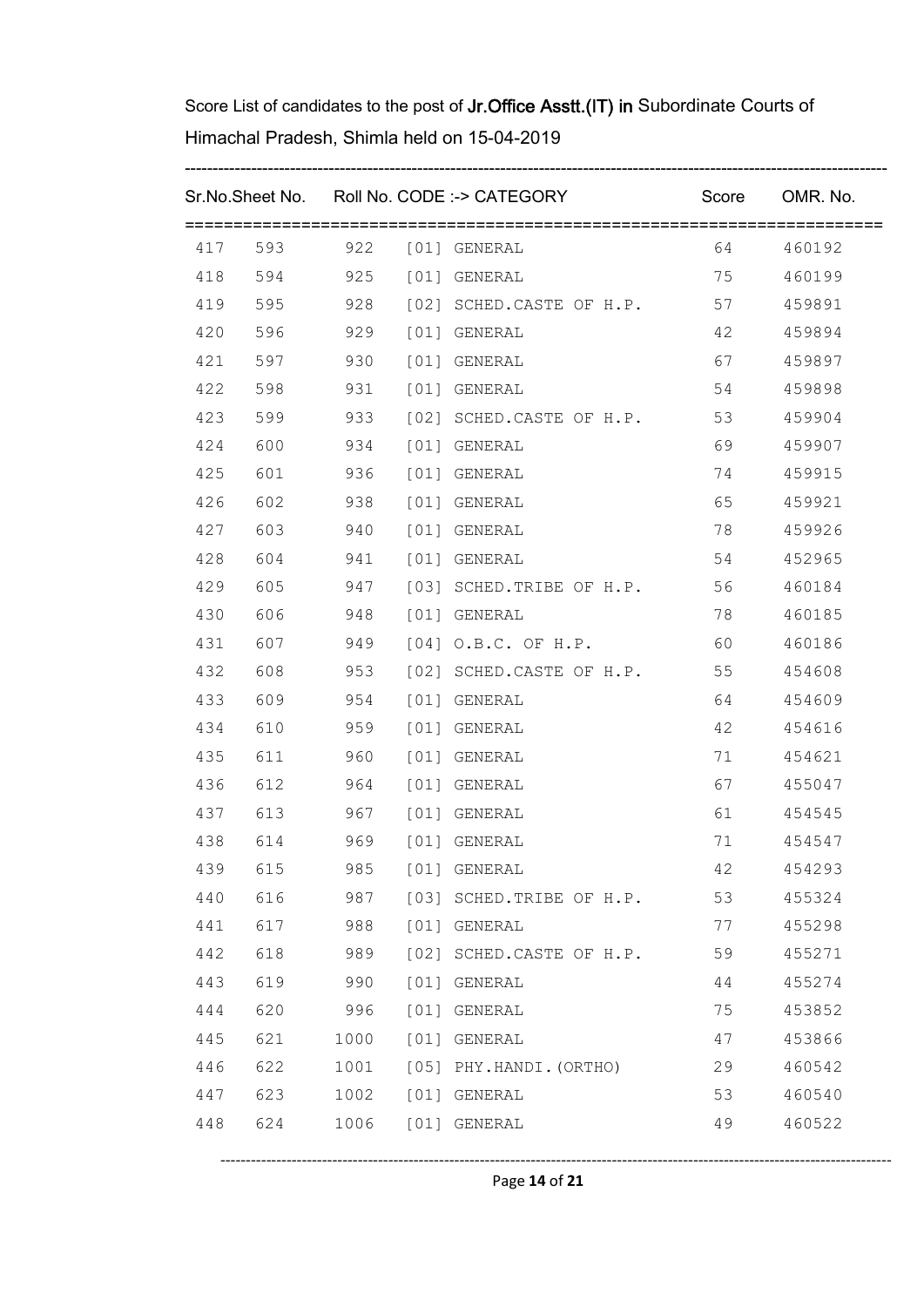Score List of candidates to the post of **Jr.Office Asstt.(IT) in** Subordinate Courts of Himachal Pradesh, Shimla held on 15-04-2019

| Sr.No. | Sheet No. | Roll No. | CODE :-> CATEGORY | Score | OMR. No. |
|---|---|---|---|---|---|
| 417 | 593 | 922 | [01] GENERAL | 64 | 460192 |
| 418 | 594 | 925 | [01] GENERAL | 75 | 460199 |
| 419 | 595 | 928 | [02] SCHED.CASTE OF H.P. | 57 | 459891 |
| 420 | 596 | 929 | [01] GENERAL | 42 | 459894 |
| 421 | 597 | 930 | [01] GENERAL | 67 | 459897 |
| 422 | 598 | 931 | [01] GENERAL | 54 | 459898 |
| 423 | 599 | 933 | [02] SCHED.CASTE OF H.P. | 53 | 459904 |
| 424 | 600 | 934 | [01] GENERAL | 69 | 459907 |
| 425 | 601 | 936 | [01] GENERAL | 74 | 459915 |
| 426 | 602 | 938 | [01] GENERAL | 65 | 459921 |
| 427 | 603 | 940 | [01] GENERAL | 78 | 459926 |
| 428 | 604 | 941 | [01] GENERAL | 54 | 452965 |
| 429 | 605 | 947 | [03] SCHED.TRIBE OF H.P. | 56 | 460184 |
| 430 | 606 | 948 | [01] GENERAL | 78 | 460185 |
| 431 | 607 | 949 | [04] O.B.C. OF H.P. | 60 | 460186 |
| 432 | 608 | 953 | [02] SCHED.CASTE OF H.P. | 55 | 454608 |
| 433 | 609 | 954 | [01] GENERAL | 64 | 454609 |
| 434 | 610 | 959 | [01] GENERAL | 42 | 454616 |
| 435 | 611 | 960 | [01] GENERAL | 71 | 454621 |
| 436 | 612 | 964 | [01] GENERAL | 67 | 455047 |
| 437 | 613 | 967 | [01] GENERAL | 61 | 454545 |
| 438 | 614 | 969 | [01] GENERAL | 71 | 454547 |
| 439 | 615 | 985 | [01] GENERAL | 42 | 454293 |
| 440 | 616 | 987 | [03] SCHED.TRIBE OF H.P. | 53 | 455324 |
| 441 | 617 | 988 | [01] GENERAL | 77 | 455298 |
| 442 | 618 | 989 | [02] SCHED.CASTE OF H.P. | 59 | 455271 |
| 443 | 619 | 990 | [01] GENERAL | 44 | 455274 |
| 444 | 620 | 996 | [01] GENERAL | 75 | 453852 |
| 445 | 621 | 1000 | [01] GENERAL | 47 | 453866 |
| 446 | 622 | 1001 | [05] PHY.HANDI.(ORTHO) | 29 | 460542 |
| 447 | 623 | 1002 | [01] GENERAL | 53 | 460540 |
| 448 | 624 | 1006 | [01] GENERAL | 49 | 460522 |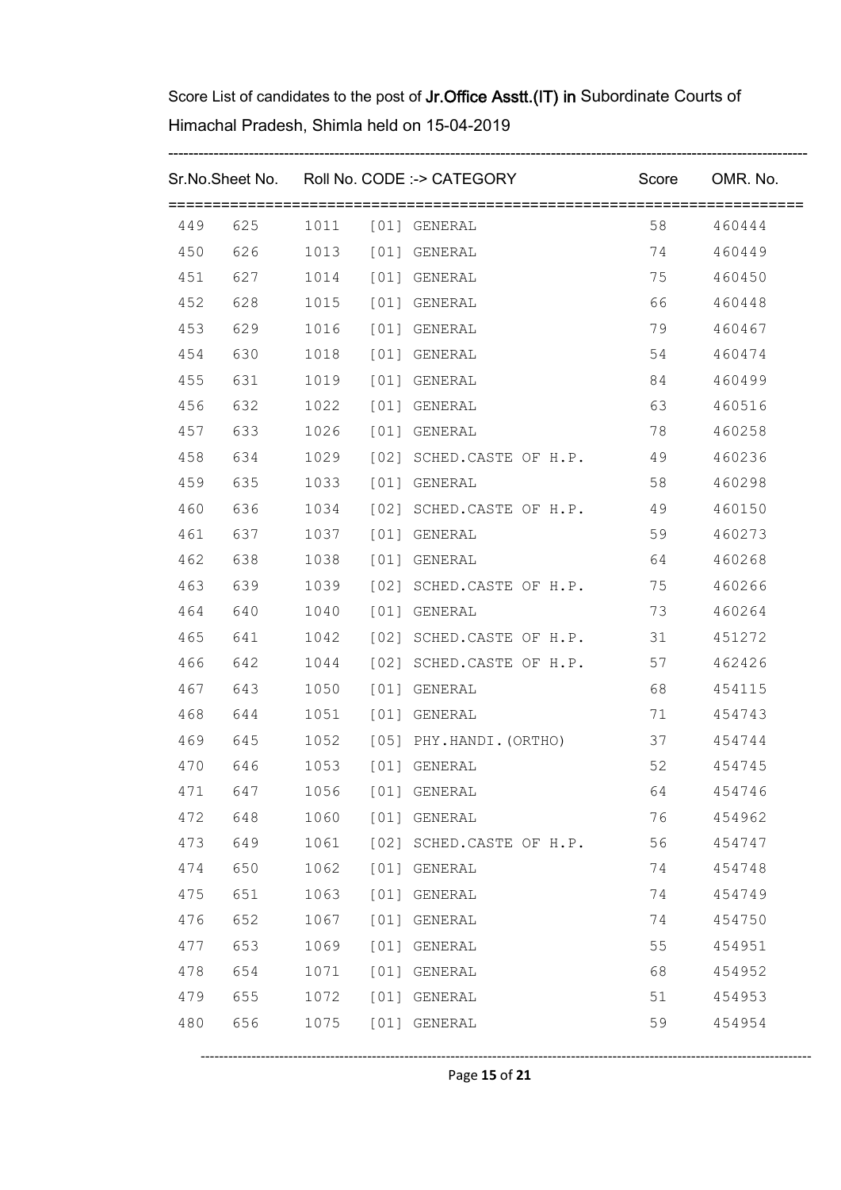Score List of candidates to the post of **Jr.Office Asstt.(IT) in** Subordinate Courts of Himachal Pradesh, Shimla held on 15-04-2019

| Sr.No. | Sheet No. | Roll No. | CODE :-> CATEGORY | Score | OMR. No. |
|---|---|---|---|---|---|
| 449 | 625 | 1011 | [01] GENERAL | 58 | 460444 |
| 450 | 626 | 1013 | [01] GENERAL | 74 | 460449 |
| 451 | 627 | 1014 | [01] GENERAL | 75 | 460450 |
| 452 | 628 | 1015 | [01] GENERAL | 66 | 460448 |
| 453 | 629 | 1016 | [01] GENERAL | 79 | 460467 |
| 454 | 630 | 1018 | [01] GENERAL | 54 | 460474 |
| 455 | 631 | 1019 | [01] GENERAL | 84 | 460499 |
| 456 | 632 | 1022 | [01] GENERAL | 63 | 460516 |
| 457 | 633 | 1026 | [01] GENERAL | 78 | 460258 |
| 458 | 634 | 1029 | [02] SCHED.CASTE OF H.P. | 49 | 460236 |
| 459 | 635 | 1033 | [01] GENERAL | 58 | 460298 |
| 460 | 636 | 1034 | [02] SCHED.CASTE OF H.P. | 49 | 460150 |
| 461 | 637 | 1037 | [01] GENERAL | 59 | 460273 |
| 462 | 638 | 1038 | [01] GENERAL | 64 | 460268 |
| 463 | 639 | 1039 | [02] SCHED.CASTE OF H.P. | 75 | 460266 |
| 464 | 640 | 1040 | [01] GENERAL | 73 | 460264 |
| 465 | 641 | 1042 | [02] SCHED.CASTE OF H.P. | 31 | 451272 |
| 466 | 642 | 1044 | [02] SCHED.CASTE OF H.P. | 57 | 462426 |
| 467 | 643 | 1050 | [01] GENERAL | 68 | 454115 |
| 468 | 644 | 1051 | [01] GENERAL | 71 | 454743 |
| 469 | 645 | 1052 | [05] PHY.HANDI.(ORTHO) | 37 | 454744 |
| 470 | 646 | 1053 | [01] GENERAL | 52 | 454745 |
| 471 | 647 | 1056 | [01] GENERAL | 64 | 454746 |
| 472 | 648 | 1060 | [01] GENERAL | 76 | 454962 |
| 473 | 649 | 1061 | [02] SCHED.CASTE OF H.P. | 56 | 454747 |
| 474 | 650 | 1062 | [01] GENERAL | 74 | 454748 |
| 475 | 651 | 1063 | [01] GENERAL | 74 | 454749 |
| 476 | 652 | 1067 | [01] GENERAL | 74 | 454750 |
| 477 | 653 | 1069 | [01] GENERAL | 55 | 454951 |
| 478 | 654 | 1071 | [01] GENERAL | 68 | 454952 |
| 479 | 655 | 1072 | [01] GENERAL | 51 | 454953 |
| 480 | 656 | 1075 | [01] GENERAL | 59 | 454954 |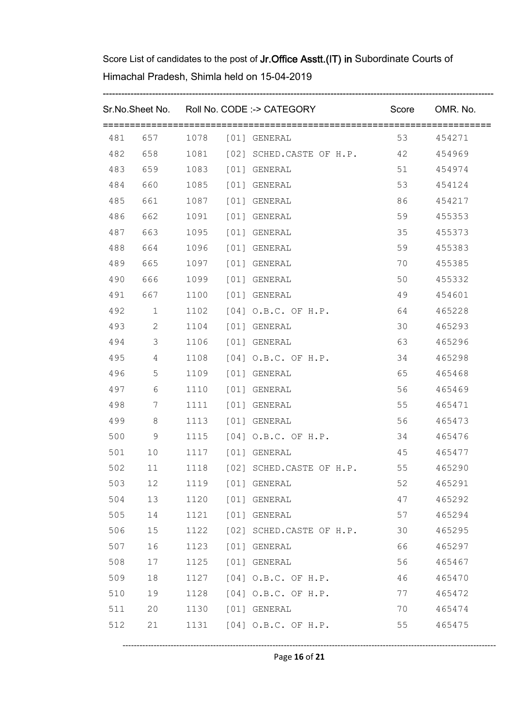Score List of candidates to the post of **Jr.Office Asstt.(IT) in** Subordinate Courts of Himachal Pradesh, Shimla held on 15-04-2019

| Sr.No. | Sheet No. | Roll No. | CODE :-> CATEGORY | Score | OMR. No. |
|---|---|---|---|---|---|
| 481 | 657 | 1078 | [01] GENERAL | 53 | 454271 |
| 482 | 658 | 1081 | [02] SCHED.CASTE OF H.P. | 42 | 454969 |
| 483 | 659 | 1083 | [01] GENERAL | 51 | 454974 |
| 484 | 660 | 1085 | [01] GENERAL | 53 | 454124 |
| 485 | 661 | 1087 | [01] GENERAL | 86 | 454217 |
| 486 | 662 | 1091 | [01] GENERAL | 59 | 455353 |
| 487 | 663 | 1095 | [01] GENERAL | 35 | 455373 |
| 488 | 664 | 1096 | [01] GENERAL | 59 | 455383 |
| 489 | 665 | 1097 | [01] GENERAL | 70 | 455385 |
| 490 | 666 | 1099 | [01] GENERAL | 50 | 455332 |
| 491 | 667 | 1100 | [01] GENERAL | 49 | 454601 |
| 492 | 1 | 1102 | [04] O.B.C. OF H.P. | 64 | 465228 |
| 493 | 2 | 1104 | [01] GENERAL | 30 | 465293 |
| 494 | 3 | 1106 | [01] GENERAL | 63 | 465296 |
| 495 | 4 | 1108 | [04] O.B.C. OF H.P. | 34 | 465298 |
| 496 | 5 | 1109 | [01] GENERAL | 65 | 465468 |
| 497 | 6 | 1110 | [01] GENERAL | 56 | 465469 |
| 498 | 7 | 1111 | [01] GENERAL | 55 | 465471 |
| 499 | 8 | 1113 | [01] GENERAL | 56 | 465473 |
| 500 | 9 | 1115 | [04] O.B.C. OF H.P. | 34 | 465476 |
| 501 | 10 | 1117 | [01] GENERAL | 45 | 465477 |
| 502 | 11 | 1118 | [02] SCHED.CASTE OF H.P. | 55 | 465290 |
| 503 | 12 | 1119 | [01] GENERAL | 52 | 465291 |
| 504 | 13 | 1120 | [01] GENERAL | 47 | 465292 |
| 505 | 14 | 1121 | [01] GENERAL | 57 | 465294 |
| 506 | 15 | 1122 | [02] SCHED.CASTE OF H.P. | 30 | 465295 |
| 507 | 16 | 1123 | [01] GENERAL | 66 | 465297 |
| 508 | 17 | 1125 | [01] GENERAL | 56 | 465467 |
| 509 | 18 | 1127 | [04] O.B.C. OF H.P. | 46 | 465470 |
| 510 | 19 | 1128 | [04] O.B.C. OF H.P. | 77 | 465472 |
| 511 | 20 | 1130 | [01] GENERAL | 70 | 465474 |
| 512 | 21 | 1131 | [04] O.B.C. OF H.P. | 55 | 465475 |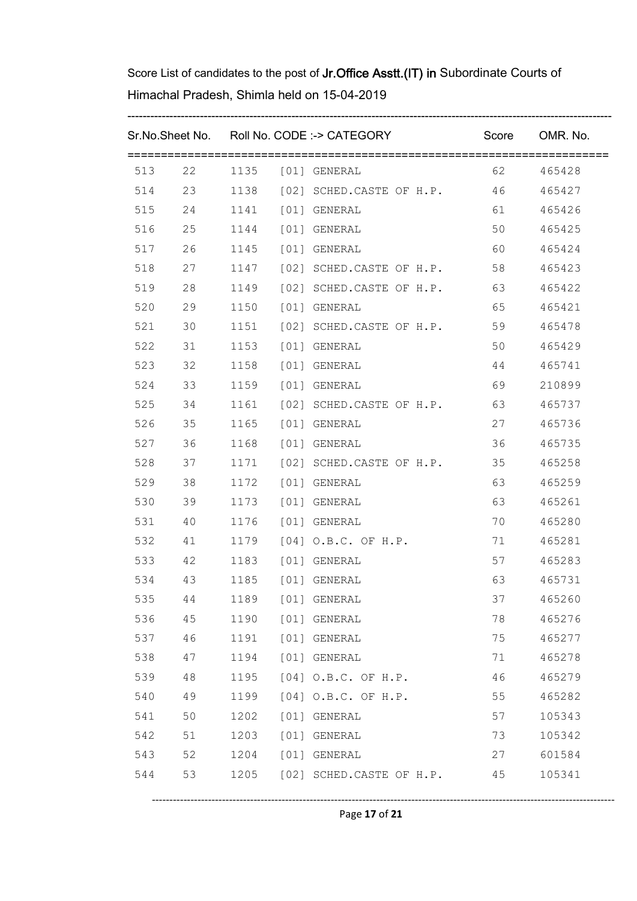Score List of candidates to the post of **Jr.Office Asstt.(IT)** in Subordinate Courts of Himachal Pradesh, Shimla held on 15-04-2019

| Sr.No. | Sheet No. | Roll No. | CODE :-> CATEGORY | Score | OMR. No. |
|---|---|---|---|---|---|
| 513 | 22 | 1135 | [01] GENERAL | 62 | 465428 |
| 514 | 23 | 1138 | [02] SCHED.CASTE OF H.P. | 46 | 465427 |
| 515 | 24 | 1141 | [01] GENERAL | 61 | 465426 |
| 516 | 25 | 1144 | [01] GENERAL | 50 | 465425 |
| 517 | 26 | 1145 | [01] GENERAL | 60 | 465424 |
| 518 | 27 | 1147 | [02] SCHED.CASTE OF H.P. | 58 | 465423 |
| 519 | 28 | 1149 | [02] SCHED.CASTE OF H.P. | 63 | 465422 |
| 520 | 29 | 1150 | [01] GENERAL | 65 | 465421 |
| 521 | 30 | 1151 | [02] SCHED.CASTE OF H.P. | 59 | 465478 |
| 522 | 31 | 1153 | [01] GENERAL | 50 | 465429 |
| 523 | 32 | 1158 | [01] GENERAL | 44 | 465741 |
| 524 | 33 | 1159 | [01] GENERAL | 69 | 210899 |
| 525 | 34 | 1161 | [02] SCHED.CASTE OF H.P. | 63 | 465737 |
| 526 | 35 | 1165 | [01] GENERAL | 27 | 465736 |
| 527 | 36 | 1168 | [01] GENERAL | 36 | 465735 |
| 528 | 37 | 1171 | [02] SCHED.CASTE OF H.P. | 35 | 465258 |
| 529 | 38 | 1172 | [01] GENERAL | 63 | 465259 |
| 530 | 39 | 1173 | [01] GENERAL | 63 | 465261 |
| 531 | 40 | 1176 | [01] GENERAL | 70 | 465280 |
| 532 | 41 | 1179 | [04] O.B.C. OF H.P. | 71 | 465281 |
| 533 | 42 | 1183 | [01] GENERAL | 57 | 465283 |
| 534 | 43 | 1185 | [01] GENERAL | 63 | 465731 |
| 535 | 44 | 1189 | [01] GENERAL | 37 | 465260 |
| 536 | 45 | 1190 | [01] GENERAL | 78 | 465276 |
| 537 | 46 | 1191 | [01] GENERAL | 75 | 465277 |
| 538 | 47 | 1194 | [01] GENERAL | 71 | 465278 |
| 539 | 48 | 1195 | [04] O.B.C. OF H.P. | 46 | 465279 |
| 540 | 49 | 1199 | [04] O.B.C. OF H.P. | 55 | 465282 |
| 541 | 50 | 1202 | [01] GENERAL | 57 | 105343 |
| 542 | 51 | 1203 | [01] GENERAL | 73 | 105342 |
| 543 | 52 | 1204 | [01] GENERAL | 27 | 601584 |
| 544 | 53 | 1205 | [02] SCHED.CASTE OF H.P. | 45 | 105341 |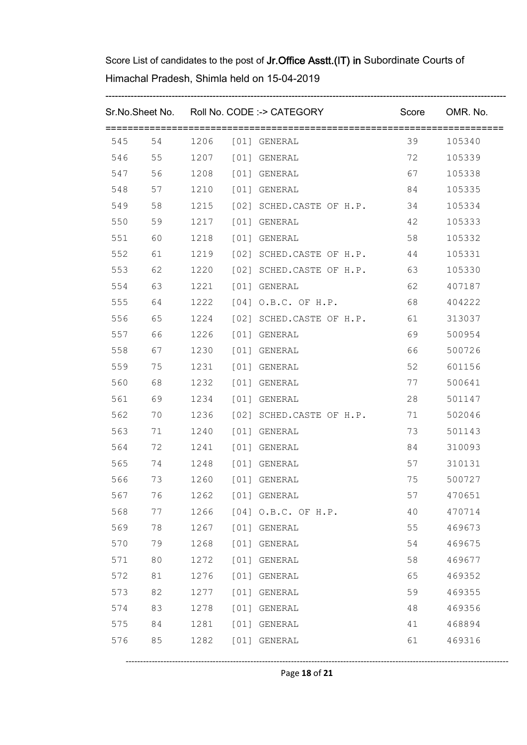Score List of candidates to the post of **Jr.Office Asstt.(IT) in** Subordinate Courts of Himachal Pradesh, Shimla held on 15-04-2019

| Sr.No. | Sheet No. | Roll No. | CODE :-> CATEGORY | Score | OMR. No. |
|---|---|---|---|---|---|
| 545 | 54 | 1206 | [01] GENERAL | 39 | 105340 |
| 546 | 55 | 1207 | [01] GENERAL | 72 | 105339 |
| 547 | 56 | 1208 | [01] GENERAL | 67 | 105338 |
| 548 | 57 | 1210 | [01] GENERAL | 84 | 105335 |
| 549 | 58 | 1215 | [02] SCHED.CASTE OF H.P. | 34 | 105334 |
| 550 | 59 | 1217 | [01] GENERAL | 42 | 105333 |
| 551 | 60 | 1218 | [01] GENERAL | 58 | 105332 |
| 552 | 61 | 1219 | [02] SCHED.CASTE OF H.P. | 44 | 105331 |
| 553 | 62 | 1220 | [02] SCHED.CASTE OF H.P. | 63 | 105330 |
| 554 | 63 | 1221 | [01] GENERAL | 62 | 407187 |
| 555 | 64 | 1222 | [04] O.B.C. OF H.P. | 68 | 404222 |
| 556 | 65 | 1224 | [02] SCHED.CASTE OF H.P. | 61 | 313037 |
| 557 | 66 | 1226 | [01] GENERAL | 69 | 500954 |
| 558 | 67 | 1230 | [01] GENERAL | 66 | 500726 |
| 559 | 75 | 1231 | [01] GENERAL | 52 | 601156 |
| 560 | 68 | 1232 | [01] GENERAL | 77 | 500641 |
| 561 | 69 | 1234 | [01] GENERAL | 28 | 501147 |
| 562 | 70 | 1236 | [02] SCHED.CASTE OF H.P. | 71 | 502046 |
| 563 | 71 | 1240 | [01] GENERAL | 73 | 501143 |
| 564 | 72 | 1241 | [01] GENERAL | 84 | 310093 |
| 565 | 74 | 1248 | [01] GENERAL | 57 | 310131 |
| 566 | 73 | 1260 | [01] GENERAL | 75 | 500727 |
| 567 | 76 | 1262 | [01] GENERAL | 57 | 470651 |
| 568 | 77 | 1266 | [04] O.B.C. OF H.P. | 40 | 470714 |
| 569 | 78 | 1267 | [01] GENERAL | 55 | 469673 |
| 570 | 79 | 1268 | [01] GENERAL | 54 | 469675 |
| 571 | 80 | 1272 | [01] GENERAL | 58 | 469677 |
| 572 | 81 | 1276 | [01] GENERAL | 65 | 469352 |
| 573 | 82 | 1277 | [01] GENERAL | 59 | 469355 |
| 574 | 83 | 1278 | [01] GENERAL | 48 | 469356 |
| 575 | 84 | 1281 | [01] GENERAL | 41 | 468894 |
| 576 | 85 | 1282 | [01] GENERAL | 61 | 469316 |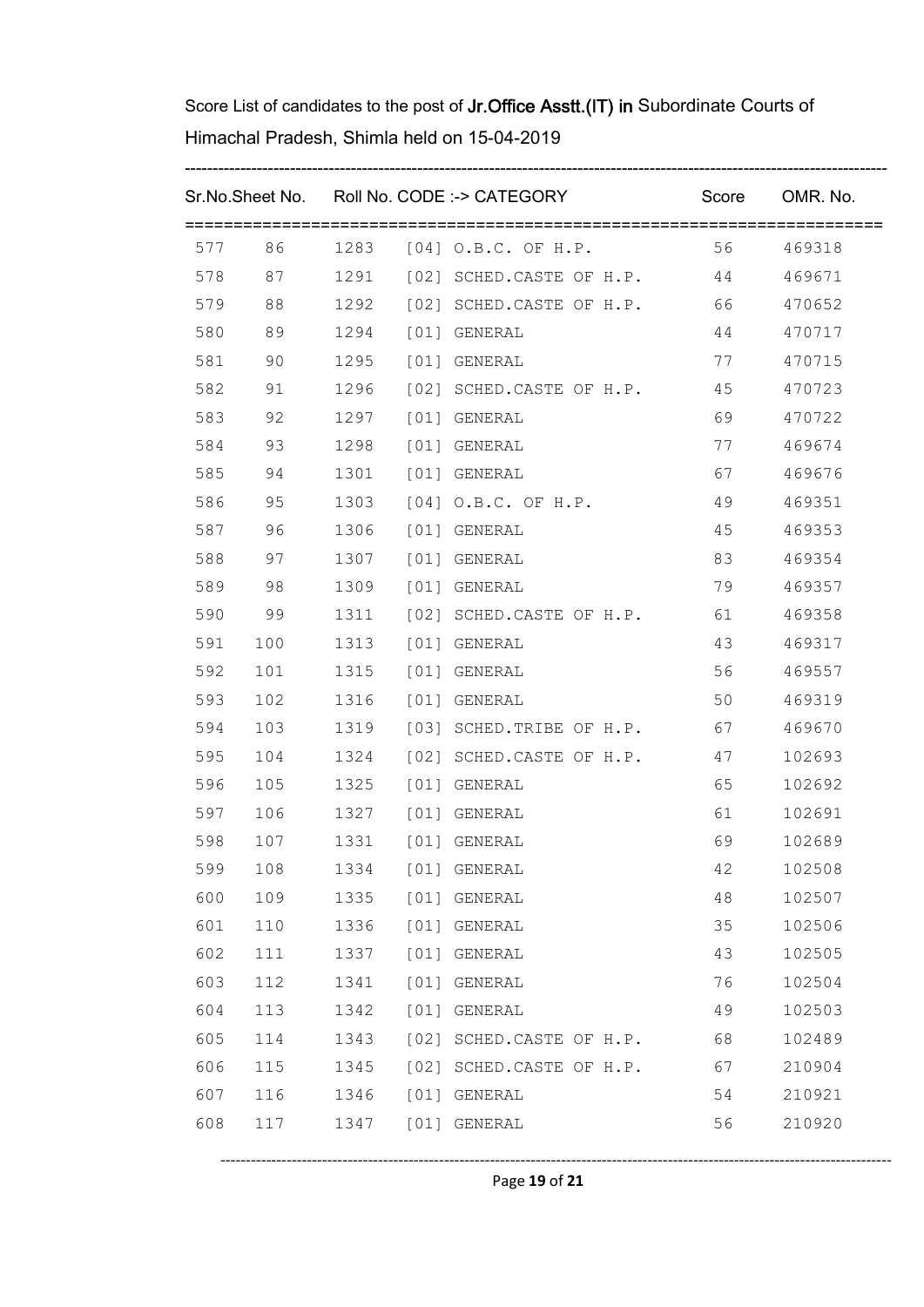Score List of candidates to the post of **Jr.Office Asstt.(IT) in** Subordinate Courts of Himachal Pradesh, Shimla held on 15-04-2019

| Sr.No. | Sheet No. | Roll No. | CODE :-> CATEGORY | Score | OMR. No. |
|---|---|---|---|---|---|
| 577 | 86 | 1283 | [04] O.B.C. OF H.P. | 56 | 469318 |
| 578 | 87 | 1291 | [02] SCHED.CASTE OF H.P. | 44 | 469671 |
| 579 | 88 | 1292 | [02] SCHED.CASTE OF H.P. | 66 | 470652 |
| 580 | 89 | 1294 | [01] GENERAL | 44 | 470717 |
| 581 | 90 | 1295 | [01] GENERAL | 77 | 470715 |
| 582 | 91 | 1296 | [02] SCHED.CASTE OF H.P. | 45 | 470723 |
| 583 | 92 | 1297 | [01] GENERAL | 69 | 470722 |
| 584 | 93 | 1298 | [01] GENERAL | 77 | 469674 |
| 585 | 94 | 1301 | [01] GENERAL | 67 | 469676 |
| 586 | 95 | 1303 | [04] O.B.C. OF H.P. | 49 | 469351 |
| 587 | 96 | 1306 | [01] GENERAL | 45 | 469353 |
| 588 | 97 | 1307 | [01] GENERAL | 83 | 469354 |
| 589 | 98 | 1309 | [01] GENERAL | 79 | 469357 |
| 590 | 99 | 1311 | [02] SCHED.CASTE OF H.P. | 61 | 469358 |
| 591 | 100 | 1313 | [01] GENERAL | 43 | 469317 |
| 592 | 101 | 1315 | [01] GENERAL | 56 | 469557 |
| 593 | 102 | 1316 | [01] GENERAL | 50 | 469319 |
| 594 | 103 | 1319 | [03] SCHED.TRIBE OF H.P. | 67 | 469670 |
| 595 | 104 | 1324 | [02] SCHED.CASTE OF H.P. | 47 | 102693 |
| 596 | 105 | 1325 | [01] GENERAL | 65 | 102692 |
| 597 | 106 | 1327 | [01] GENERAL | 61 | 102691 |
| 598 | 107 | 1331 | [01] GENERAL | 69 | 102689 |
| 599 | 108 | 1334 | [01] GENERAL | 42 | 102508 |
| 600 | 109 | 1335 | [01] GENERAL | 48 | 102507 |
| 601 | 110 | 1336 | [01] GENERAL | 35 | 102506 |
| 602 | 111 | 1337 | [01] GENERAL | 43 | 102505 |
| 603 | 112 | 1341 | [01] GENERAL | 76 | 102504 |
| 604 | 113 | 1342 | [01] GENERAL | 49 | 102503 |
| 605 | 114 | 1343 | [02] SCHED.CASTE OF H.P. | 68 | 102489 |
| 606 | 115 | 1345 | [02] SCHED.CASTE OF H.P. | 67 | 210904 |
| 607 | 116 | 1346 | [01] GENERAL | 54 | 210921 |
| 608 | 117 | 1347 | [01] GENERAL | 56 | 210920 |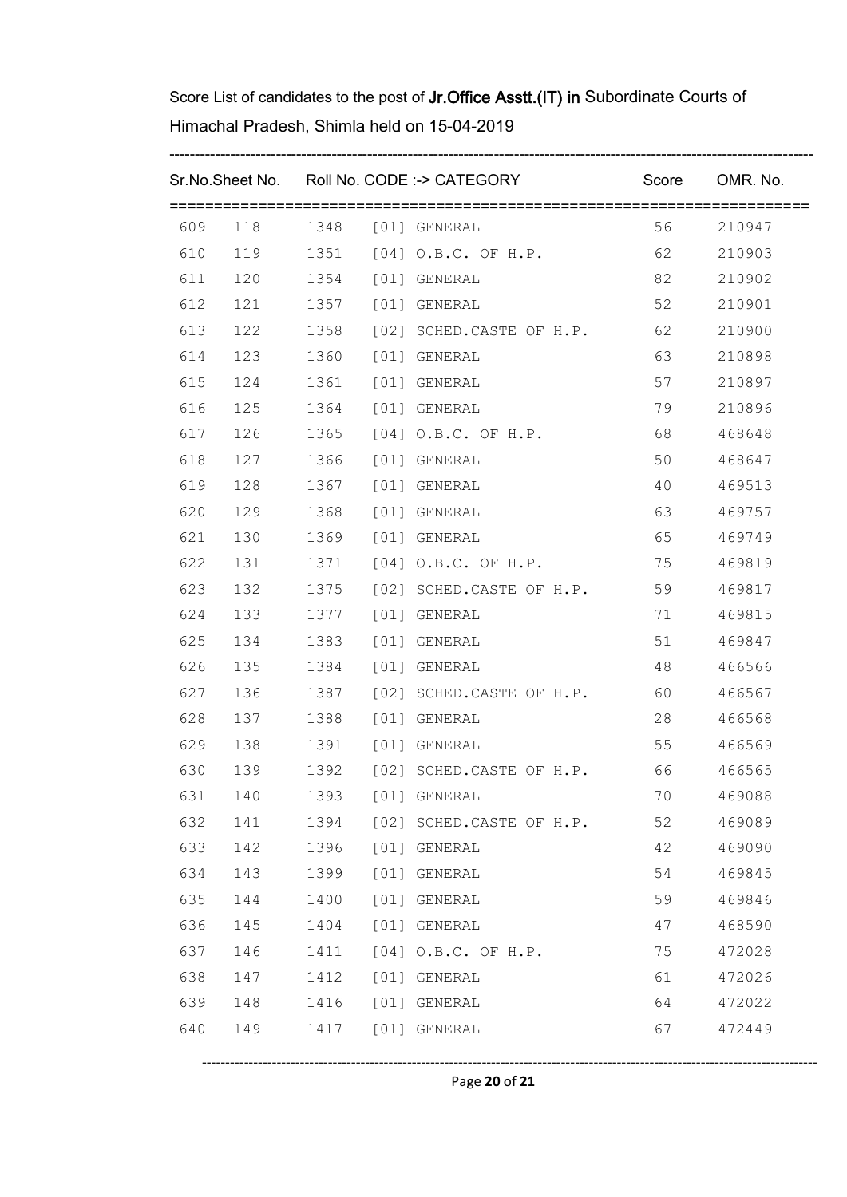Score List of candidates to the post of **Jr.Office Asstt.(IT) in** Subordinate Courts of Himachal Pradesh, Shimla held on 15-04-2019

| Sr.No. | Sheet No. | Roll No. | CODE :-> CATEGORY | Score | OMR. No. |
|---|---|---|---|---|---|
| 609 | 118 | 1348 | [01] GENERAL | 56 | 210947 |
| 610 | 119 | 1351 | [04] O.B.C. OF H.P. | 62 | 210903 |
| 611 | 120 | 1354 | [01] GENERAL | 82 | 210902 |
| 612 | 121 | 1357 | [01] GENERAL | 52 | 210901 |
| 613 | 122 | 1358 | [02] SCHED.CASTE OF H.P. | 62 | 210900 |
| 614 | 123 | 1360 | [01] GENERAL | 63 | 210898 |
| 615 | 124 | 1361 | [01] GENERAL | 57 | 210897 |
| 616 | 125 | 1364 | [01] GENERAL | 79 | 210896 |
| 617 | 126 | 1365 | [04] O.B.C. OF H.P. | 68 | 468648 |
| 618 | 127 | 1366 | [01] GENERAL | 50 | 468647 |
| 619 | 128 | 1367 | [01] GENERAL | 40 | 469513 |
| 620 | 129 | 1368 | [01] GENERAL | 63 | 469757 |
| 621 | 130 | 1369 | [01] GENERAL | 65 | 469749 |
| 622 | 131 | 1371 | [04] O.B.C. OF H.P. | 75 | 469819 |
| 623 | 132 | 1375 | [02] SCHED.CASTE OF H.P. | 59 | 469817 |
| 624 | 133 | 1377 | [01] GENERAL | 71 | 469815 |
| 625 | 134 | 1383 | [01] GENERAL | 51 | 469847 |
| 626 | 135 | 1384 | [01] GENERAL | 48 | 466566 |
| 627 | 136 | 1387 | [02] SCHED.CASTE OF H.P. | 60 | 466567 |
| 628 | 137 | 1388 | [01] GENERAL | 28 | 466568 |
| 629 | 138 | 1391 | [01] GENERAL | 55 | 466569 |
| 630 | 139 | 1392 | [02] SCHED.CASTE OF H.P. | 66 | 466565 |
| 631 | 140 | 1393 | [01] GENERAL | 70 | 469088 |
| 632 | 141 | 1394 | [02] SCHED.CASTE OF H.P. | 52 | 469089 |
| 633 | 142 | 1396 | [01] GENERAL | 42 | 469090 |
| 634 | 143 | 1399 | [01] GENERAL | 54 | 469845 |
| 635 | 144 | 1400 | [01] GENERAL | 59 | 469846 |
| 636 | 145 | 1404 | [01] GENERAL | 47 | 468590 |
| 637 | 146 | 1411 | [04] O.B.C. OF H.P. | 75 | 472028 |
| 638 | 147 | 1412 | [01] GENERAL | 61 | 472026 |
| 639 | 148 | 1416 | [01] GENERAL | 64 | 472022 |
| 640 | 149 | 1417 | [01] GENERAL | 67 | 472449 |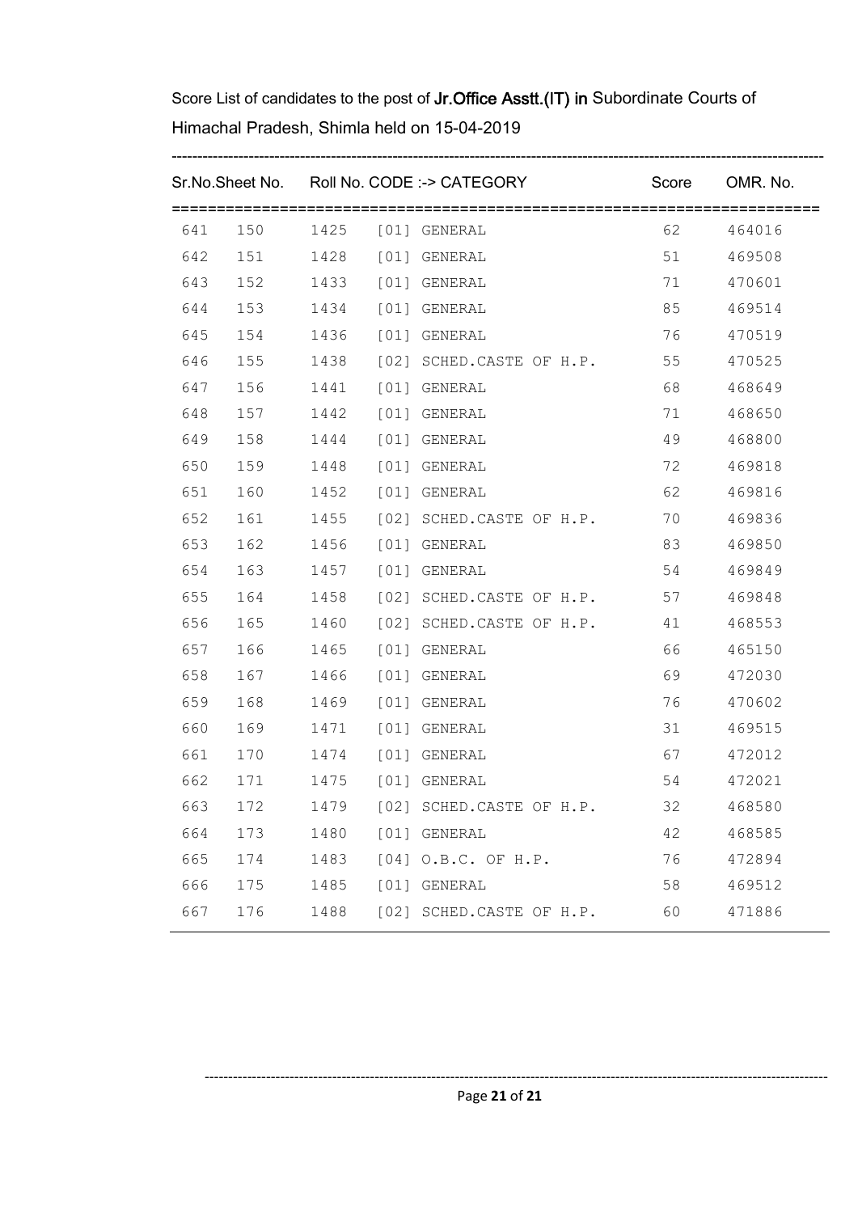Score List of candidates to the post of **Jr.Office Asstt.(IT) in** Subordinate Courts of Himachal Pradesh, Shimla held on 15-04-2019

| Sr.No. | Sheet No. | Roll No. | CODE :-> CATEGORY | Score | OMR. No. |
|---|---|---|---|---|---|
| 641 | 150 | 1425 | [01] GENERAL | 62 | 464016 |
| 642 | 151 | 1428 | [01] GENERAL | 51 | 469508 |
| 643 | 152 | 1433 | [01] GENERAL | 71 | 470601 |
| 644 | 153 | 1434 | [01] GENERAL | 85 | 469514 |
| 645 | 154 | 1436 | [01] GENERAL | 76 | 470519 |
| 646 | 155 | 1438 | [02] SCHED.CASTE OF H.P. | 55 | 470525 |
| 647 | 156 | 1441 | [01] GENERAL | 68 | 468649 |
| 648 | 157 | 1442 | [01] GENERAL | 71 | 468650 |
| 649 | 158 | 1444 | [01] GENERAL | 49 | 468800 |
| 650 | 159 | 1448 | [01] GENERAL | 72 | 469818 |
| 651 | 160 | 1452 | [01] GENERAL | 62 | 469816 |
| 652 | 161 | 1455 | [02] SCHED.CASTE OF H.P. | 70 | 469836 |
| 653 | 162 | 1456 | [01] GENERAL | 83 | 469850 |
| 654 | 163 | 1457 | [01] GENERAL | 54 | 469849 |
| 655 | 164 | 1458 | [02] SCHED.CASTE OF H.P. | 57 | 469848 |
| 656 | 165 | 1460 | [02] SCHED.CASTE OF H.P. | 41 | 468553 |
| 657 | 166 | 1465 | [01] GENERAL | 66 | 465150 |
| 658 | 167 | 1466 | [01] GENERAL | 69 | 472030 |
| 659 | 168 | 1469 | [01] GENERAL | 76 | 470602 |
| 660 | 169 | 1471 | [01] GENERAL | 31 | 469515 |
| 661 | 170 | 1474 | [01] GENERAL | 67 | 472012 |
| 662 | 171 | 1475 | [01] GENERAL | 54 | 472021 |
| 663 | 172 | 1479 | [02] SCHED.CASTE OF H.P. | 32 | 468580 |
| 664 | 173 | 1480 | [01] GENERAL | 42 | 468585 |
| 665 | 174 | 1483 | [04] O.B.C. OF H.P. | 76 | 472894 |
| 666 | 175 | 1485 | [01] GENERAL | 58 | 469512 |
| 667 | 176 | 1488 | [02] SCHED.CASTE OF H.P. | 60 | 471886 |